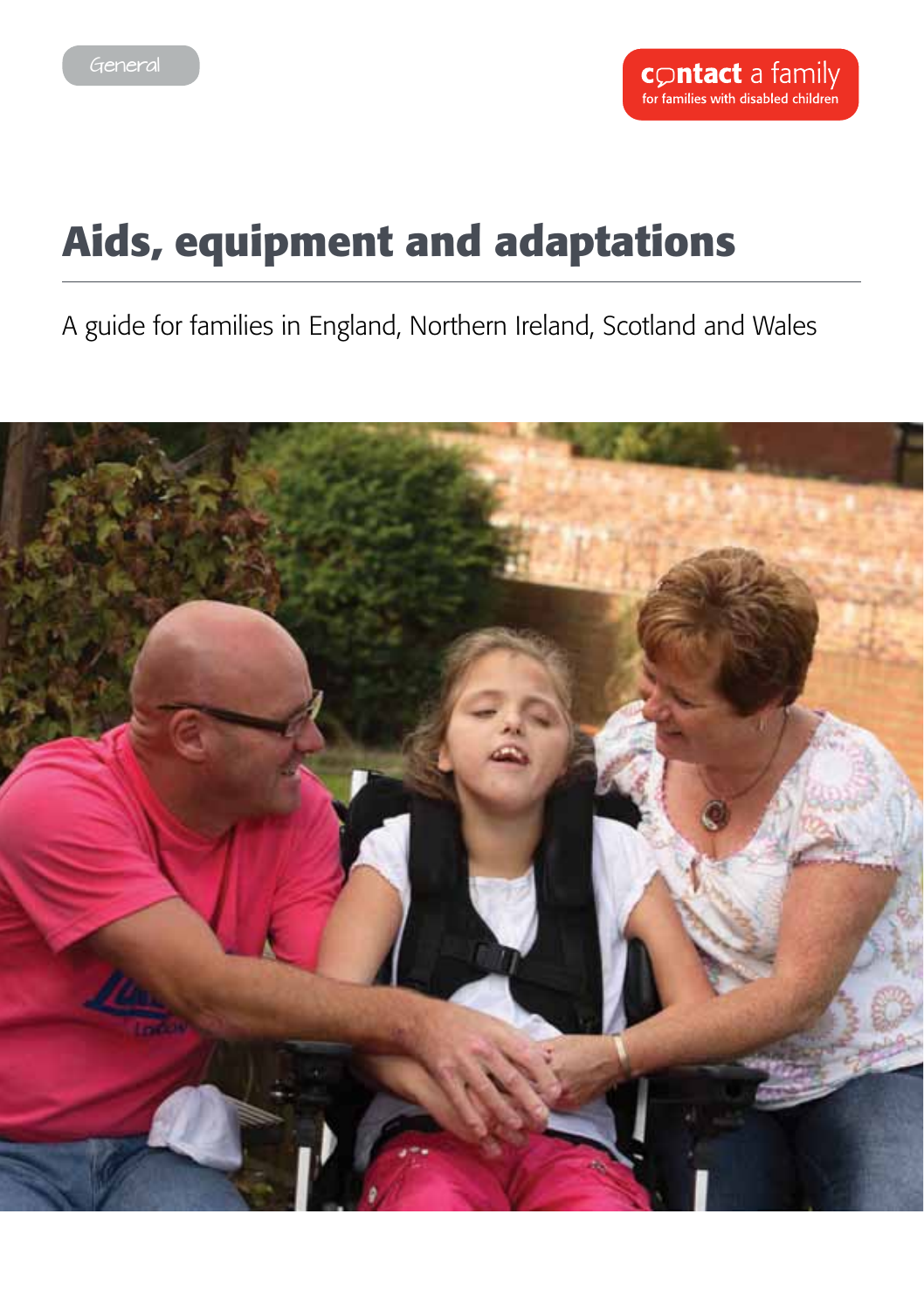General

contact a family
for families with disabled children

# Aids, equipment and adaptations

A guide for families in England, Northern Ireland, Scotland and Wales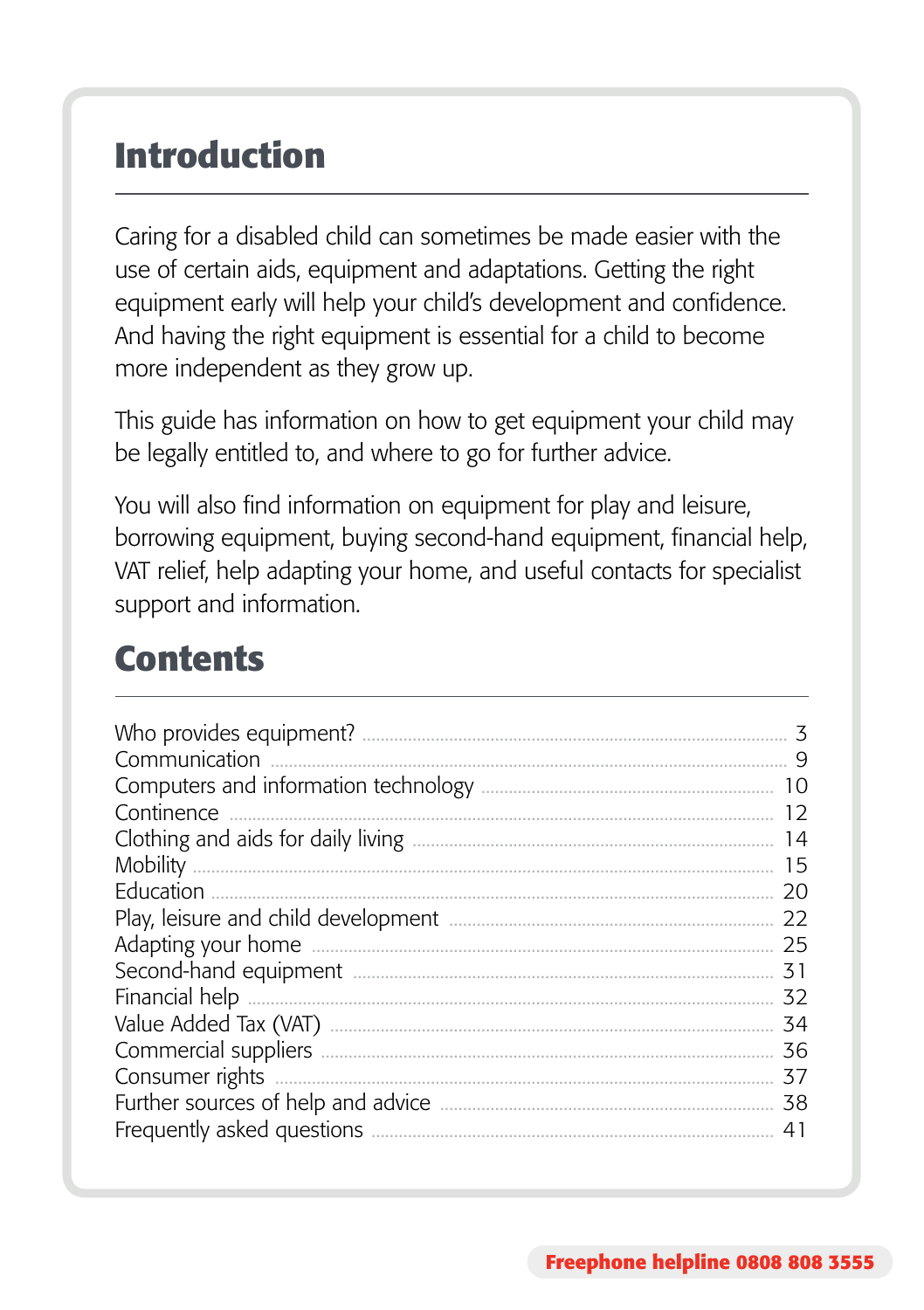# Introduction

Caring for a disabled child can sometimes be made easier with the use of certain aids, equipment and adaptations. Getting the right equipment early will help your child's development and confidence. And having the right equipment is essential for a child to become more independent as they grow up.

This guide has information on how to get equipment your child may be legally entitled to, and where to go for further advice.

You will also find information on equipment for play and leisure, borrowing equipment, buying second-hand equipment, financial help, VAT relief, help adapting your home, and useful contacts for specialist support and information.

# Contents

| | |
|---|---|
| Who provides equipment? | 3 |
| Communication | 9 |
| Computers and information technology | 10 |
| Continence | 12 |
| Clothing and aids for daily living | 14 |
| Mobility | 15 |
| Education | 20 |
| Play, leisure and child development | 22 |
| Adapting your home | 25 |
| Second-hand equipment | 31 |
| Financial help | 32 |
| Value Added Tax (VAT) | 34 |
| Commercial suppliers | 36 |
| Consumer rights | 37 |
| Further sources of help and advice | 38 |
| Frequently asked questions | 41 |

**Freephone helpline 0808 808 3555**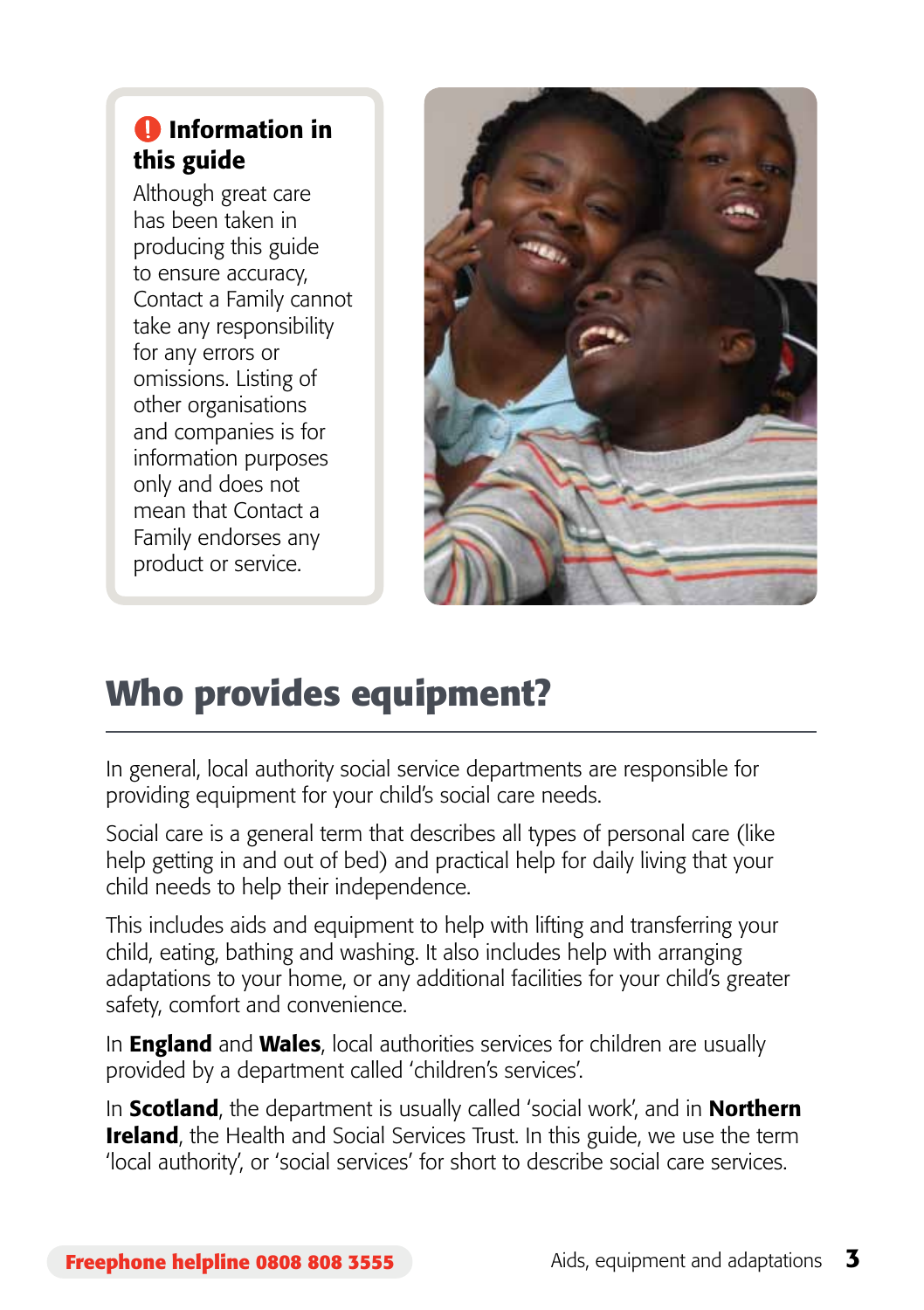**Information in this guide**

Although great care has been taken in producing this guide to ensure accuracy, Contact a Family cannot take any responsibility for any errors or omissions. Listing of other organisations and companies is for information purposes only and does not mean that Contact a Family endorses any product or service.

## Who provides equipment?

In general, local authority social service departments are responsible for providing equipment for your child's social care needs.

Social care is a general term that describes all types of personal care (like help getting in and out of bed) and practical help for daily living that your child needs to help their independence.

This includes aids and equipment to help with lifting and transferring your child, eating, bathing and washing. It also includes help with arranging adaptations to your home, or any additional facilities for your child's greater safety, comfort and convenience.

In **England** and **Wales**, local authorities services for children are usually provided by a department called 'children's services'.

In **Scotland**, the department is usually called 'social work', and in **Northern Ireland**, the Health and Social Services Trust. In this guide, we use the term 'local authority', or 'social services' for short to describe social care services.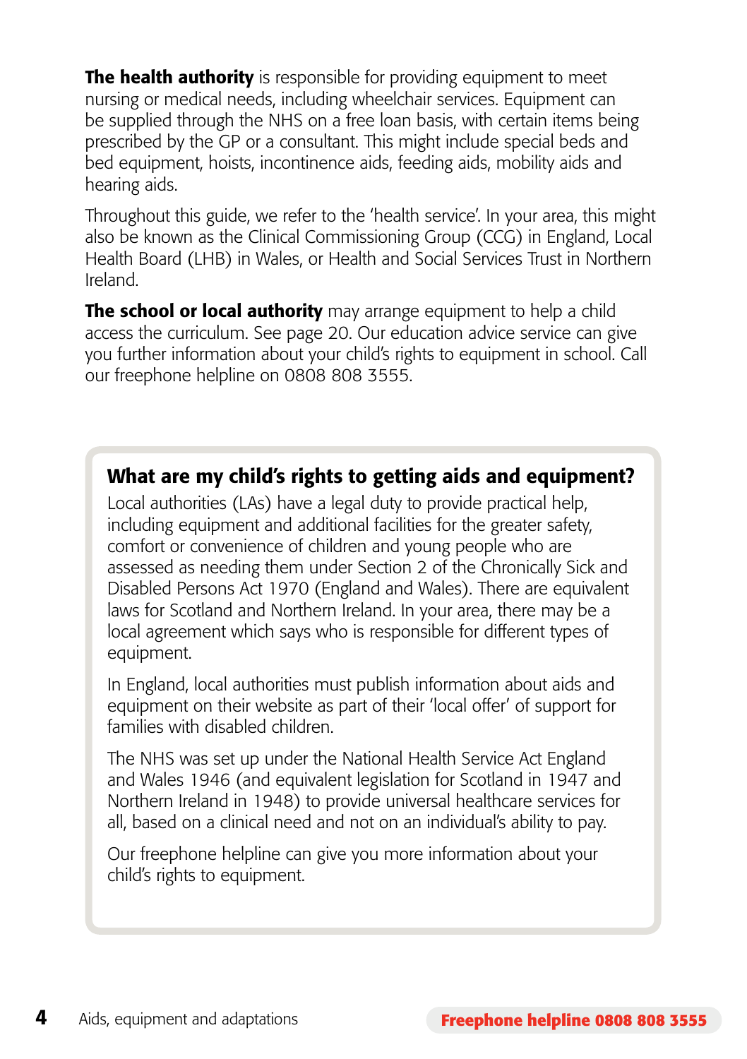**The health authority** is responsible for providing equipment to meet nursing or medical needs, including wheelchair services. Equipment can be supplied through the NHS on a free loan basis, with certain items being prescribed by the GP or a consultant. This might include special beds and bed equipment, hoists, incontinence aids, feeding aids, mobility aids and hearing aids.

Throughout this guide, we refer to the 'health service'. In your area, this might also be known as the Clinical Commissioning Group (CCG) in England, Local Health Board (LHB) in Wales, or Health and Social Services Trust in Northern Ireland.

**The school or local authority** may arrange equipment to help a child access the curriculum. See page 20. Our education advice service can give you further information about your child's rights to equipment in school. Call our freephone helpline on 0808 808 3555.

## What are my child's rights to getting aids and equipment?

Local authorities (LAs) have a legal duty to provide practical help, including equipment and additional facilities for the greater safety, comfort or convenience of children and young people who are assessed as needing them under Section 2 of the Chronically Sick and Disabled Persons Act 1970 (England and Wales). There are equivalent laws for Scotland and Northern Ireland. In your area, there may be a local agreement which says who is responsible for different types of equipment.

In England, local authorities must publish information about aids and equipment on their website as part of their 'local offer' of support for families with disabled children.

The NHS was set up under the National Health Service Act England and Wales 1946 (and equivalent legislation for Scotland in 1947 and Northern Ireland in 1948) to provide universal healthcare services for all, based on a clinical need and not on an individual's ability to pay.

Our freephone helpline can give you more information about your child's rights to equipment.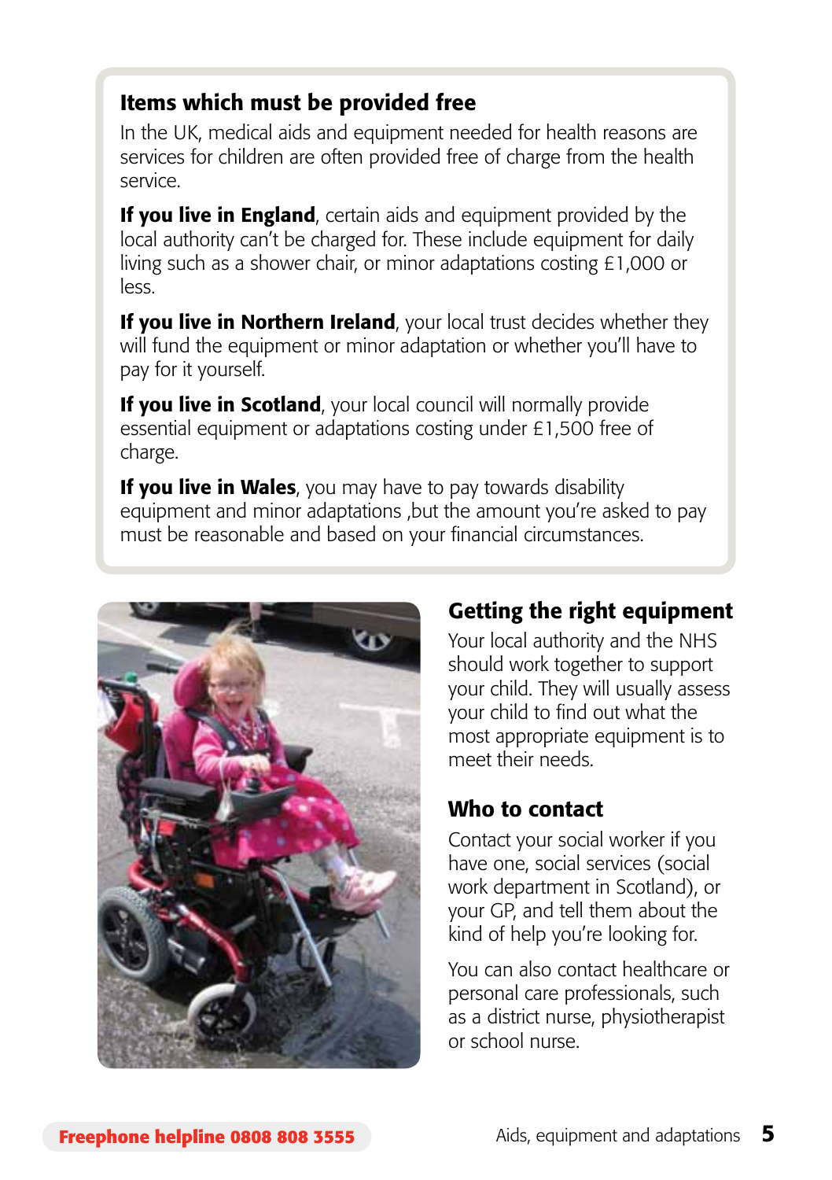## Items which must be provided free

In the UK, medical aids and equipment needed for health reasons are services for children are often provided free of charge from the health service.

**If you live in England**, certain aids and equipment provided by the local authority can't be charged for. These include equipment for daily living such as a shower chair, or minor adaptations costing £1,000 or less.

**If you live in Northern Ireland**, your local trust decides whether they will fund the equipment or minor adaptation or whether you'll have to pay for it yourself.

**If you live in Scotland**, your local council will normally provide essential equipment or adaptations costing under £1,500 free of charge.

**If you live in Wales**, you may have to pay towards disability equipment and minor adaptations ,but the amount you're asked to pay must be reasonable and based on your financial circumstances.

## Getting the right equipment

Your local authority and the NHS should work together to support your child. They will usually assess your child to find out what the most appropriate equipment is to meet their needs.

## Who to contact

Contact your social worker if you have one, social services (social work department in Scotland), or your GP, and tell them about the kind of help you're looking for.

You can also contact healthcare or personal care professionals, such as a district nurse, physiotherapist or school nurse.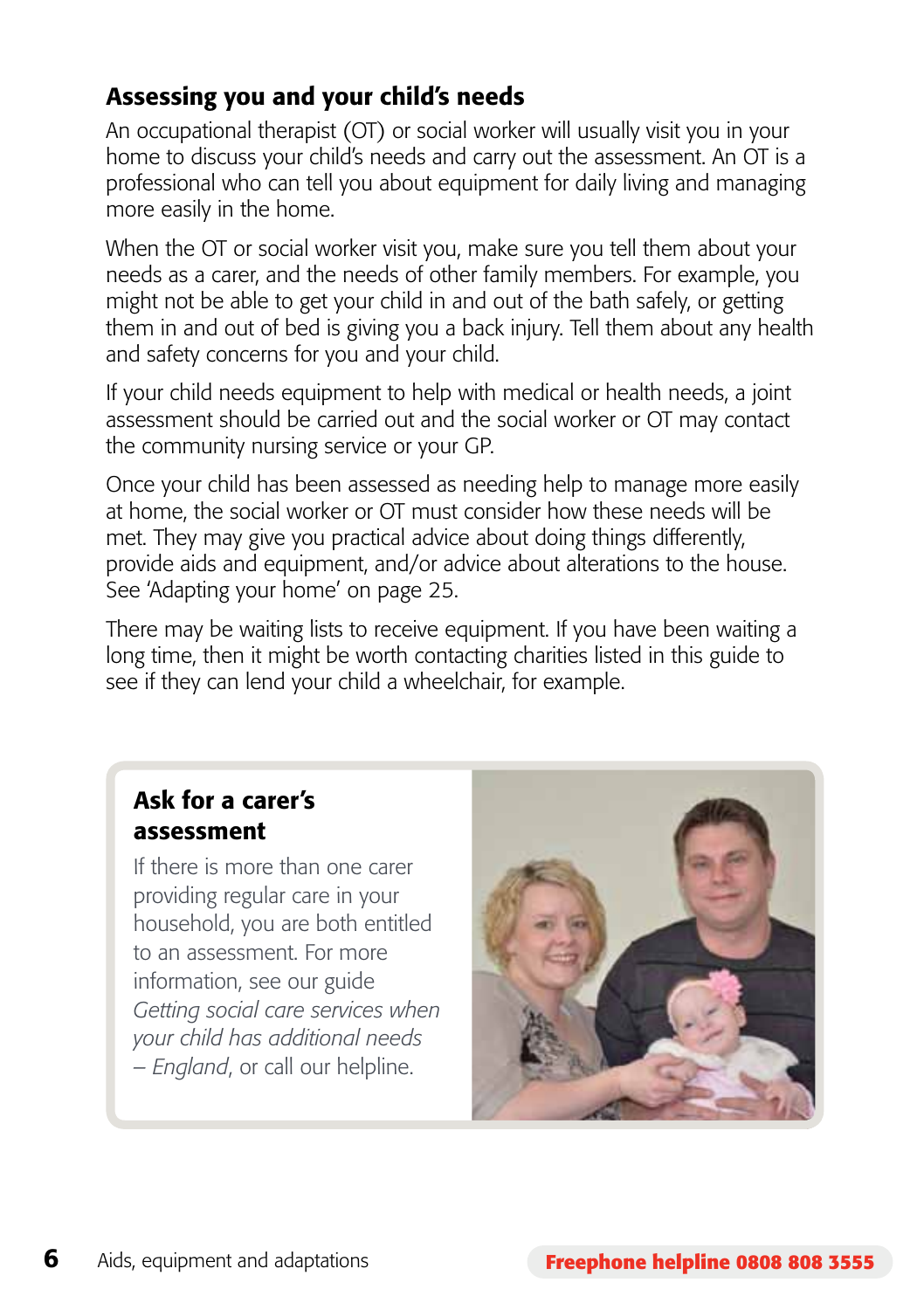## Assessing you and your child's needs

An occupational therapist (OT) or social worker will usually visit you in your home to discuss your child's needs and carry out the assessment. An OT is a professional who can tell you about equipment for daily living and managing more easily in the home.

When the OT or social worker visit you, make sure you tell them about your needs as a carer, and the needs of other family members. For example, you might not be able to get your child in and out of the bath safely, or getting them in and out of bed is giving you a back injury. Tell them about any health and safety concerns for you and your child.

If your child needs equipment to help with medical or health needs, a joint assessment should be carried out and the social worker or OT may contact the community nursing service or your GP.

Once your child has been assessed as needing help to manage more easily at home, the social worker or OT must consider how these needs will be met. They may give you practical advice about doing things differently, provide aids and equipment, and/or advice about alterations to the house. See 'Adapting your home' on page 25.

There may be waiting lists to receive equipment. If you have been waiting a long time, then it might be worth contacting charities listed in this guide to see if they can lend your child a wheelchair, for example.

### Ask for a carer's assessment

If there is more than one carer providing regular care in your household, you are both entitled to an assessment. For more information, see our guide *Getting social care services when your child has additional needs – England*, or call our helpline.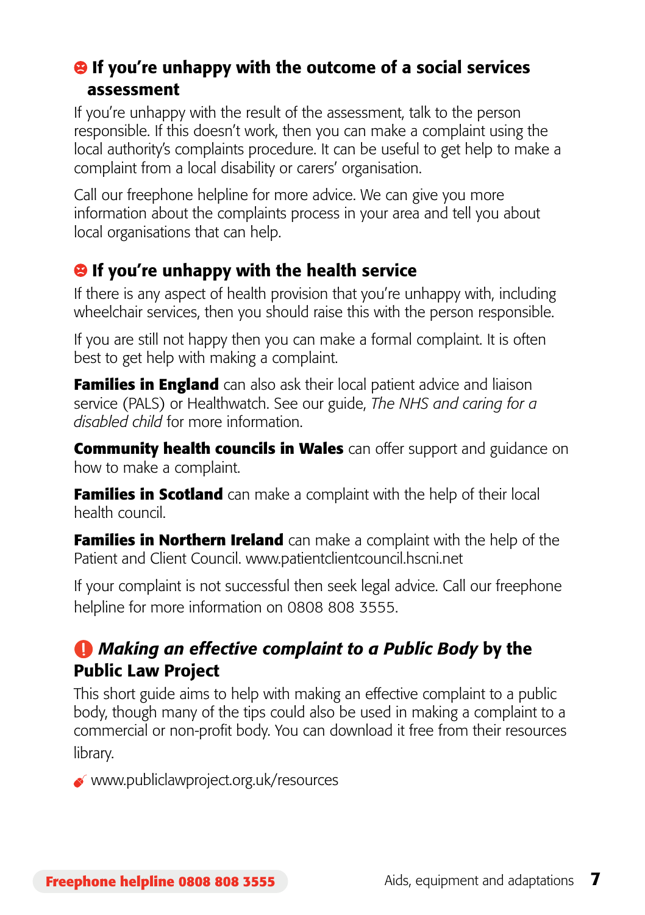## If you're unhappy with the outcome of a social services assessment

If you're unhappy with the result of the assessment, talk to the person responsible. If this doesn't work, then you can make a complaint using the local authority's complaints procedure. It can be useful to get help to make a complaint from a local disability or carers' organisation.

Call our freephone helpline for more advice. We can give you more information about the complaints process in your area and tell you about local organisations that can help.

## If you're unhappy with the health service

If there is any aspect of health provision that you're unhappy with, including wheelchair services, then you should raise this with the person responsible.

If you are still not happy then you can make a formal complaint. It is often best to get help with making a complaint.

**Families in England** can also ask their local patient advice and liaison service (PALS) or Healthwatch. See our guide, *The NHS and caring for a disabled child* for more information.

**Community health councils in Wales** can offer support and guidance on how to make a complaint.

**Families in Scotland** can make a complaint with the help of their local health council.

**Families in Northern Ireland** can make a complaint with the help of the Patient and Client Council. www.patientclientcouncil.hscni.net

If your complaint is not successful then seek legal advice. Call our freephone helpline for more information on 0808 808 3555.

## *Making an effective complaint to a Public Body* by the Public Law Project

This short guide aims to help with making an effective complaint to a public body, though many of the tips could also be used in making a complaint to a commercial or non-profit body. You can download it free from their resources library.

www.publiclawproject.org.uk/resources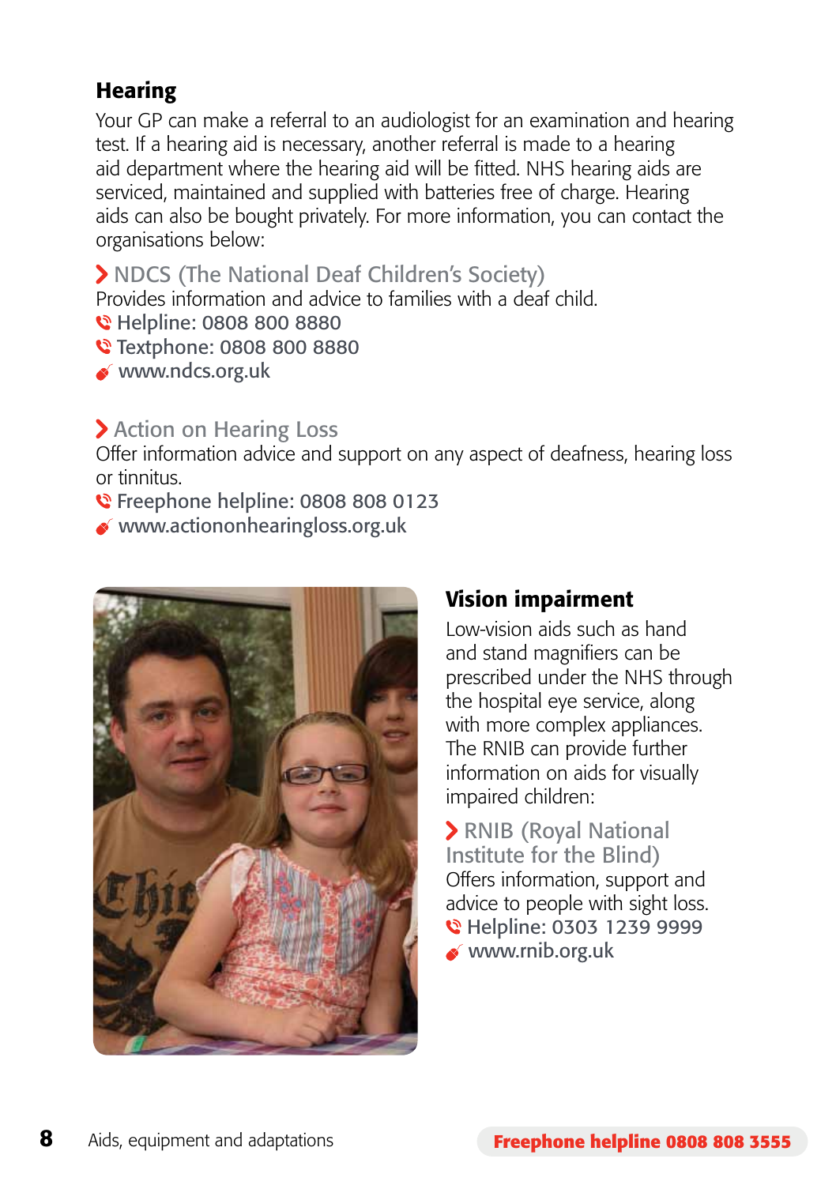## Hearing

Your GP can make a referral to an audiologist for an examination and hearing test. If a hearing aid is necessary, another referral is made to a hearing aid department where the hearing aid will be fitted. NHS hearing aids are serviced, maintained and supplied with batteries free of charge. Hearing aids can also be bought privately. For more information, you can contact the organisations below:

### NDCS (The National Deaf Children's Society)

Provides information and advice to families with a deaf child.

Helpline: 0808 800 8880
Textphone: 0808 800 8880
www.ndcs.org.uk

### Action on Hearing Loss

Offer information advice and support on any aspect of deafness, hearing loss or tinnitus.

Freephone helpline: 0808 808 0123
www.actiononhearingloss.org.uk

## Vision impairment

Low-vision aids such as hand and stand magnifiers can be prescribed under the NHS through the hospital eye service, along with more complex appliances. The RNIB can provide further information on aids for visually impaired children:

### RNIB (Royal National Institute for the Blind)

Offers information, support and advice to people with sight loss.

Helpline: 0303 1239 9999
www.rnib.org.uk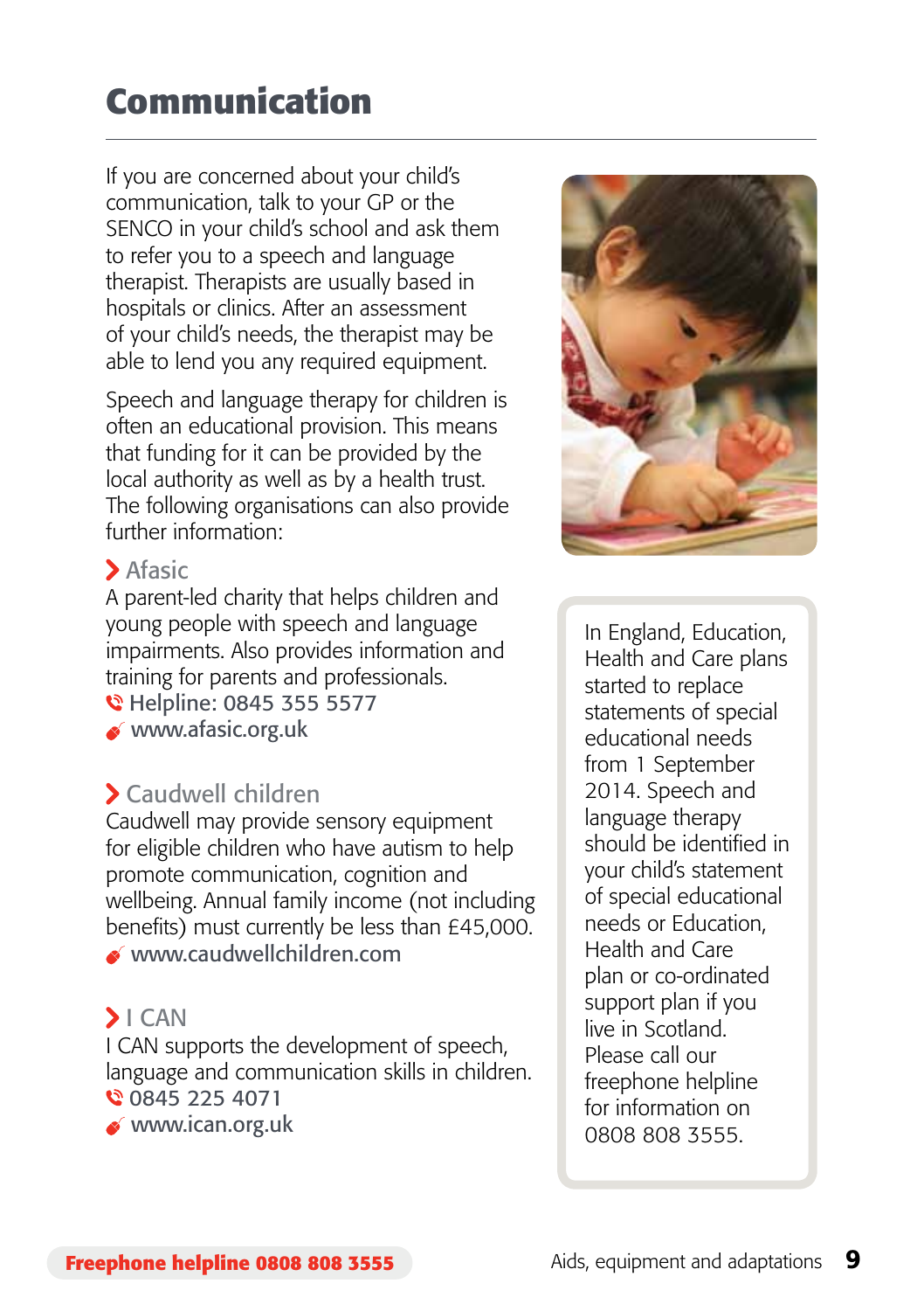# Communication

If you are concerned about your child's communication, talk to your GP or the SENCO in your child's school and ask them to refer you to a speech and language therapist. Therapists are usually based in hospitals or clinics. After an assessment of your child's needs, the therapist may be able to lend you any required equipment.

Speech and language therapy for children is often an educational provision. This means that funding for it can be provided by the local authority as well as by a health trust. The following organisations can also provide further information:

### Afasic

A parent-led charity that helps children and young people with speech and language impairments. Also provides information and training for parents and professionals.

Helpline: 0845 355 5577

www.afasic.org.uk

### Caudwell children

Caudwell may provide sensory equipment for eligible children who have autism to help promote communication, cognition and wellbeing. Annual family income (not including benefits) must currently be less than £45,000.

www.caudwellchildren.com

### I CAN

I CAN supports the development of speech, language and communication skills in children.

0845 225 4071

www.ican.org.uk

In England, Education, Health and Care plans started to replace statements of special educational needs from 1 September 2014. Speech and language therapy should be identified in your child's statement of special educational needs or Education, Health and Care plan or co-ordinated support plan if you live in Scotland. Please call our freephone helpline for information on 0808 808 3555.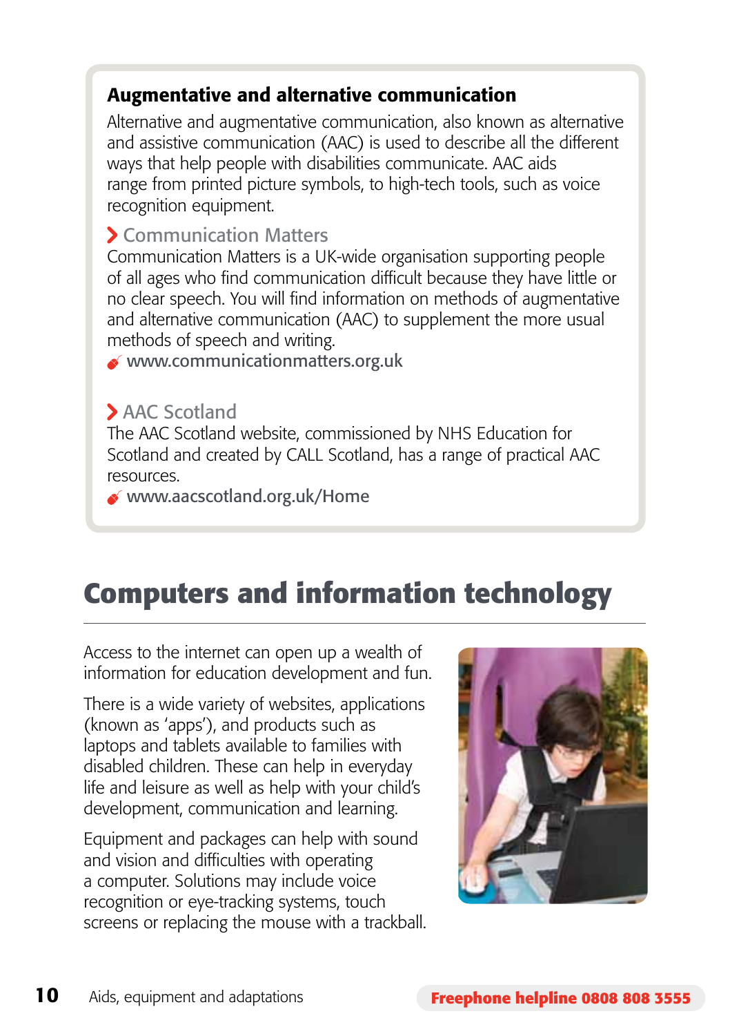### Augmentative and alternative communication

Alternative and augmentative communication, also known as alternative and assistive communication (AAC) is used to describe all the different ways that help people with disabilities communicate. AAC aids range from printed picture symbols, to high-tech tools, such as voice recognition equipment.

#### Communication Matters

Communication Matters is a UK-wide organisation supporting people of all ages who find communication difficult because they have little or no clear speech. You will find information on methods of augmentative and alternative communication (AAC) to supplement the more usual methods of speech and writing.

www.communicationmatters.org.uk

#### AAC Scotland

The AAC Scotland website, commissioned by NHS Education for Scotland and created by CALL Scotland, has a range of practical AAC resources.

www.aacscotland.org.uk/Home

## Computers and information technology

Access to the internet can open up a wealth of information for education development and fun.

There is a wide variety of websites, applications (known as 'apps'), and products such as laptops and tablets available to families with disabled children. These can help in everyday life and leisure as well as help with your child's development, communication and learning.

Equipment and packages can help with sound and vision and difficulties with operating a computer. Solutions may include voice recognition or eye-tracking systems, touch screens or replacing the mouse with a trackball.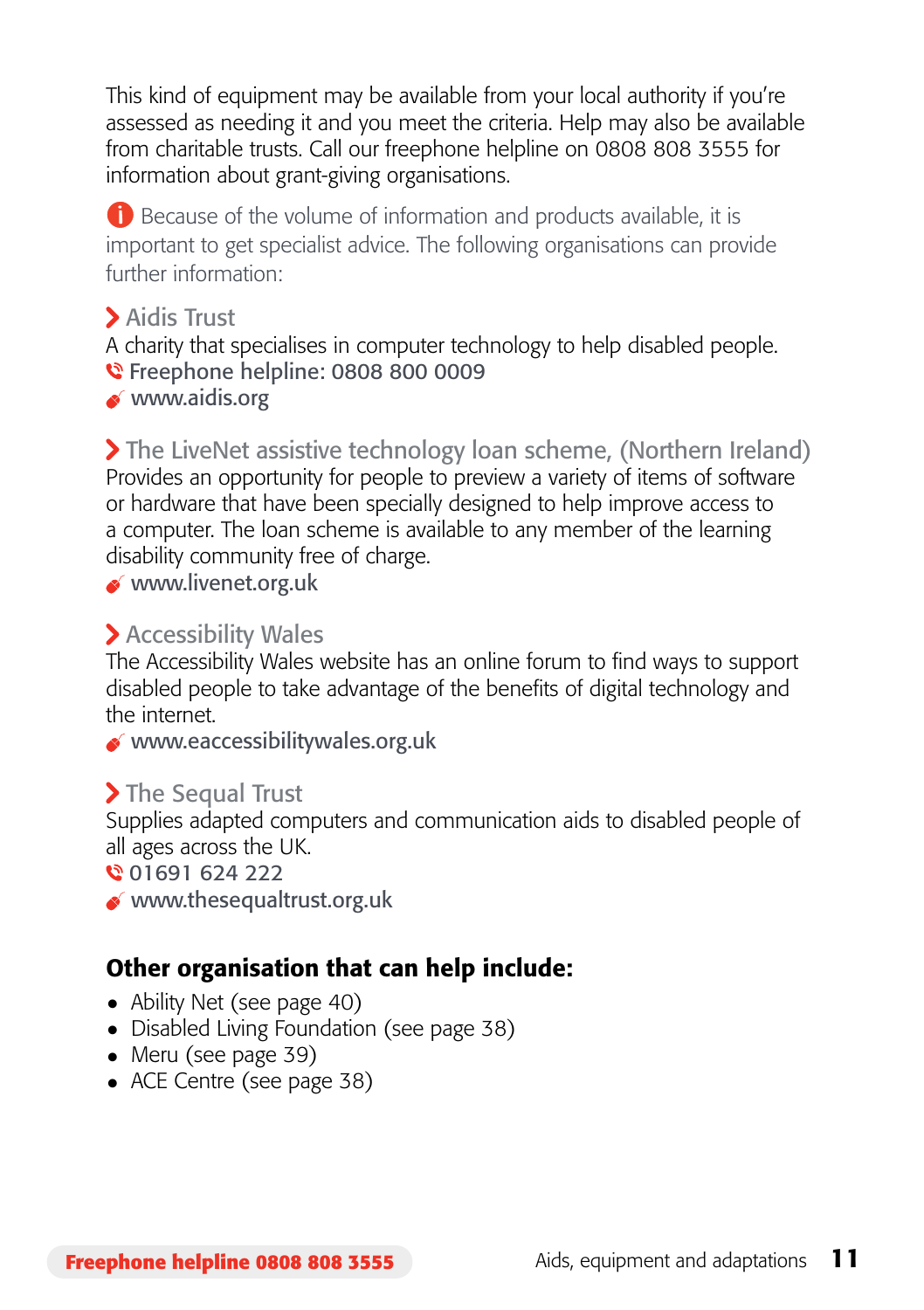This kind of equipment may be available from your local authority if you're assessed as needing it and you meet the criteria. Help may also be available from charitable trusts. Call our freephone helpline on 0808 808 3555 for information about grant-giving organisations.

Because of the volume of information and products available, it is important to get specialist advice. The following organisations can provide further information:

### Aidis Trust

A charity that specialises in computer technology to help disabled people.

Freephone helpline: 0808 800 0009

www.aidis.org

### The LiveNet assistive technology loan scheme, (Northern Ireland)

Provides an opportunity for people to preview a variety of items of software or hardware that have been specially designed to help improve access to a computer. The loan scheme is available to any member of the learning disability community free of charge.

www.livenet.org.uk

### Accessibility Wales

The Accessibility Wales website has an online forum to find ways to support disabled people to take advantage of the benefits of digital technology and the internet.

www.eaccessibilitywales.org.uk

### The Sequal Trust

Supplies adapted computers and communication aids to disabled people of all ages across the UK.

01691 624 222

www.thesequaltrust.org.uk

**Other organisation that can help include:**

- Ability Net (see page 40)
- Disabled Living Foundation (see page 38)
- Meru (see page 39)
- ACE Centre (see page 38)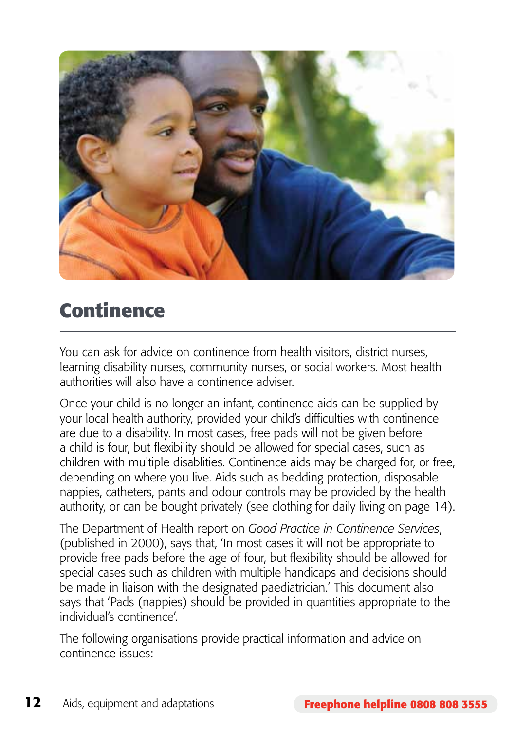## Continence

You can ask for advice on continence from health visitors, district nurses, learning disability nurses, community nurses, or social workers. Most health authorities will also have a continence adviser.

Once your child is no longer an infant, continence aids can be supplied by your local health authority, provided your child's difficulties with continence are due to a disability. In most cases, free pads will not be given before a child is four, but flexibility should be allowed for special cases, such as children with multiple disablities. Continence aids may be charged for, or free, depending on where you live. Aids such as bedding protection, disposable nappies, catheters, pants and odour controls may be provided by the health authority, or can be bought privately (see clothing for daily living on page 14).

The Department of Health report on *Good Practice in Continence Services*, (published in 2000), says that, 'In most cases it will not be appropriate to provide free pads before the age of four, but flexibility should be allowed for special cases such as children with multiple handicaps and decisions should be made in liaison with the designated paediatrician.' This document also says that 'Pads (nappies) should be provided in quantities appropriate to the individual's continence'.

The following organisations provide practical information and advice on continence issues: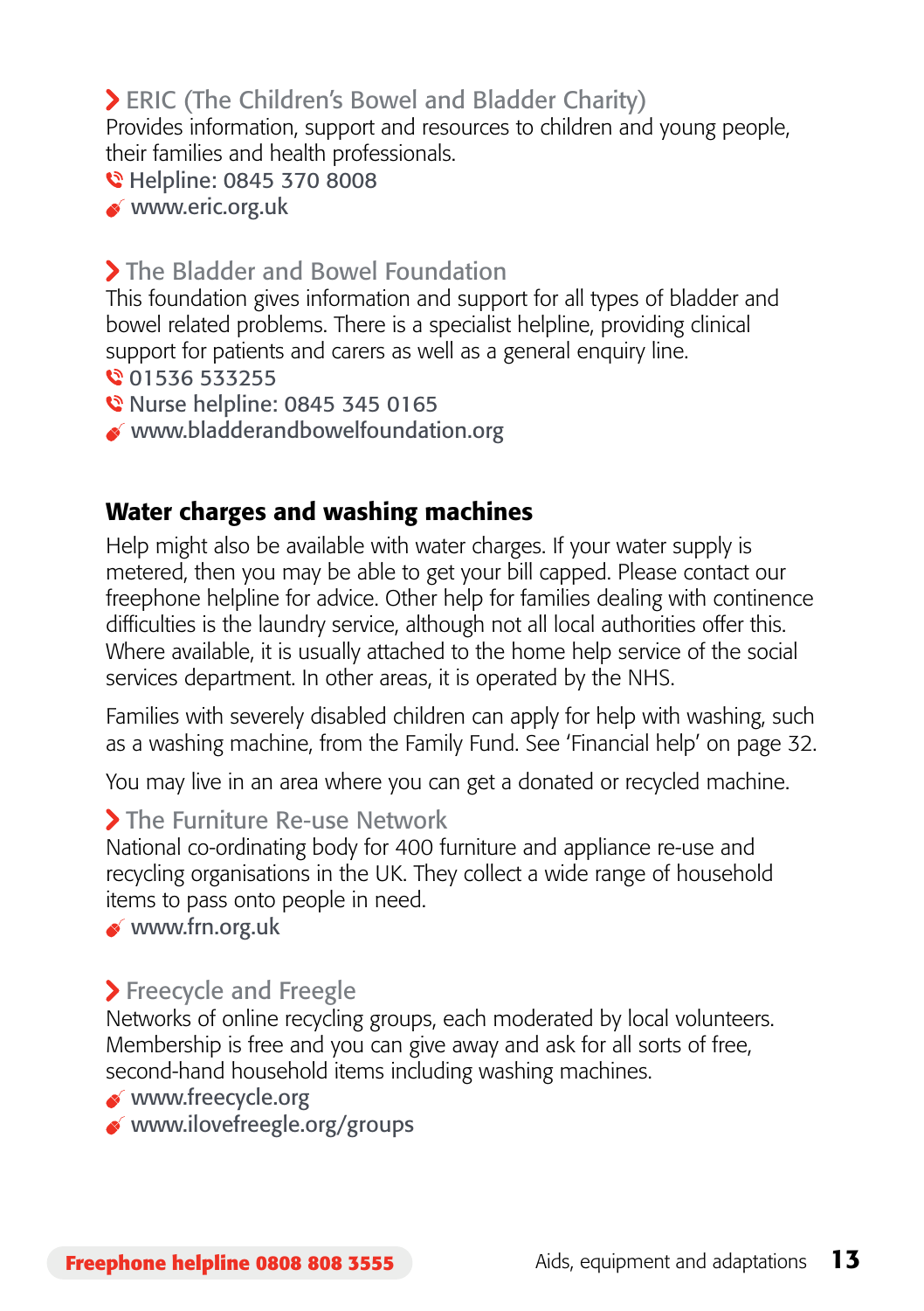### ERIC (The Children's Bowel and Bladder Charity)

Provides information, support and resources to children and young people, their families and health professionals.

Helpline: 0845 370 8008

www.eric.org.uk

### The Bladder and Bowel Foundation

This foundation gives information and support for all types of bladder and bowel related problems. There is a specialist helpline, providing clinical support for patients and carers as well as a general enquiry line.

01536 533255

Nurse helpline: 0845 345 0165

www.bladderandbowelfoundation.org

## Water charges and washing machines

Help might also be available with water charges. If your water supply is metered, then you may be able to get your bill capped. Please contact our freephone helpline for advice. Other help for families dealing with continence difficulties is the laundry service, although not all local authorities offer this. Where available, it is usually attached to the home help service of the social services department. In other areas, it is operated by the NHS.

Families with severely disabled children can apply for help with washing, such as a washing machine, from the Family Fund. See 'Financial help' on page 32.

You may live in an area where you can get a donated or recycled machine.

### The Furniture Re-use Network

National co-ordinating body for 400 furniture and appliance re-use and recycling organisations in the UK. They collect a wide range of household items to pass onto people in need.

www.frn.org.uk

### Freecycle and Freegle

Networks of online recycling groups, each moderated by local volunteers. Membership is free and you can give away and ask for all sorts of free, second-hand household items including washing machines.

www.freecycle.org

www.ilovefreegle.org/groups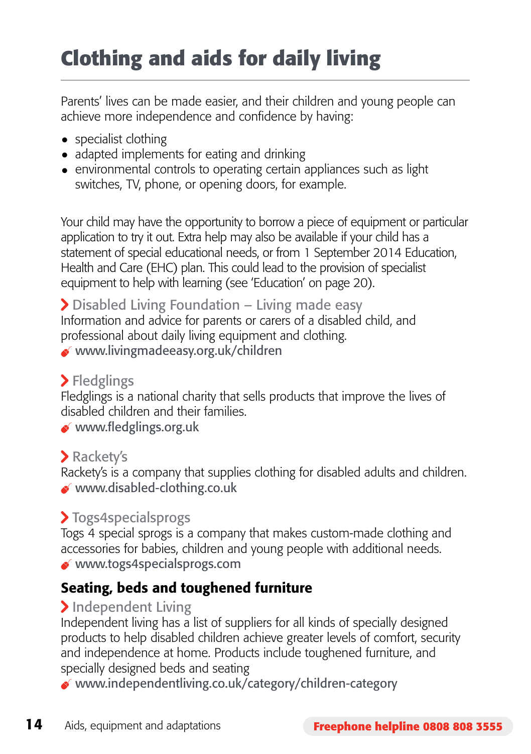# Clothing and aids for daily living

Parents' lives can be made easier, and their children and young people can achieve more independence and confidence by having:

- specialist clothing
- adapted implements for eating and drinking
- environmental controls to operating certain appliances such as light switches, TV, phone, or opening doors, for example.

Your child may have the opportunity to borrow a piece of equipment or particular application to try it out. Extra help may also be available if your child has a statement of special educational needs, or from 1 September 2014 Education, Health and Care (EHC) plan. This could lead to the provision of specialist equipment to help with learning (see 'Education' on page 20).

**Disabled Living Foundation – Living made easy**
Information and advice for parents or carers of a disabled child, and professional about daily living equipment and clothing.
www.livingmadeeasy.org.uk/children

**Fledglings**
Fledglings is a national charity that sells products that improve the lives of disabled children and their families.
www.fledglings.org.uk

**Rackety's**
Rackety's is a company that supplies clothing for disabled adults and children.
www.disabled-clothing.co.uk

**Togs4specialsprogs**
Togs 4 special sprogs is a company that makes custom-made clothing and accessories for babies, children and young people with additional needs.
www.togs4specialsprogs.com

## Seating, beds and toughened furniture

**Independent Living**
Independent living has a list of suppliers for all kinds of specially designed products to help disabled children achieve greater levels of comfort, security and independence at home. Products include toughened furniture, and specially designed beds and seating
www.independentliving.co.uk/category/children-category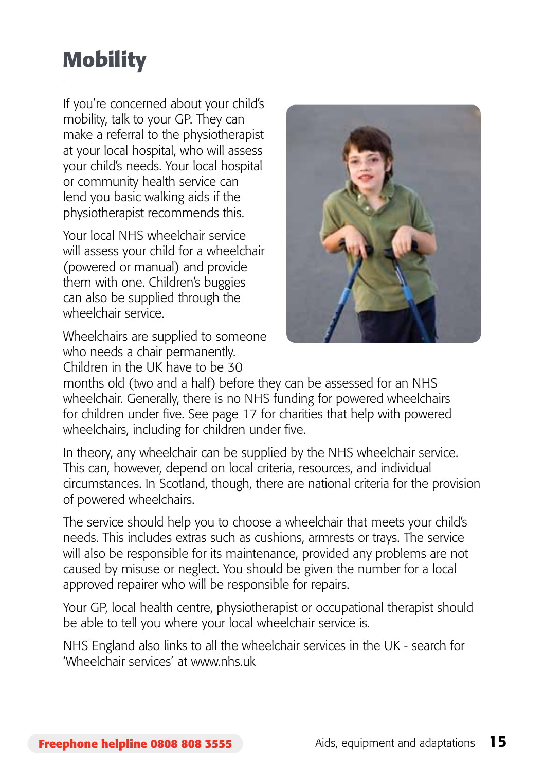# Mobility

If you're concerned about your child's mobility, talk to your GP. They can make a referral to the physiotherapist at your local hospital, who will assess your child's needs. Your local hospital or community health service can lend you basic walking aids if the physiotherapist recommends this.

Your local NHS wheelchair service will assess your child for a wheelchair (powered or manual) and provide them with one. Children's buggies can also be supplied through the wheelchair service.

Wheelchairs are supplied to someone who needs a chair permanently. Children in the UK have to be 30 months old (two and a half) before they can be assessed for an NHS wheelchair. Generally, there is no NHS funding for powered wheelchairs for children under five. See page 17 for charities that help with powered wheelchairs, including for children under five.

In theory, any wheelchair can be supplied by the NHS wheelchair service. This can, however, depend on local criteria, resources, and individual circumstances. In Scotland, though, there are national criteria for the provision of powered wheelchairs.

The service should help you to choose a wheelchair that meets your child's needs. This includes extras such as cushions, armrests or trays. The service will also be responsible for its maintenance, provided any problems are not caused by misuse or neglect. You should be given the number for a local approved repairer who will be responsible for repairs.

Your GP, local health centre, physiotherapist or occupational therapist should be able to tell you where your local wheelchair service is.

NHS England also links to all the wheelchair services in the UK - search for 'Wheelchair services' at www.nhs.uk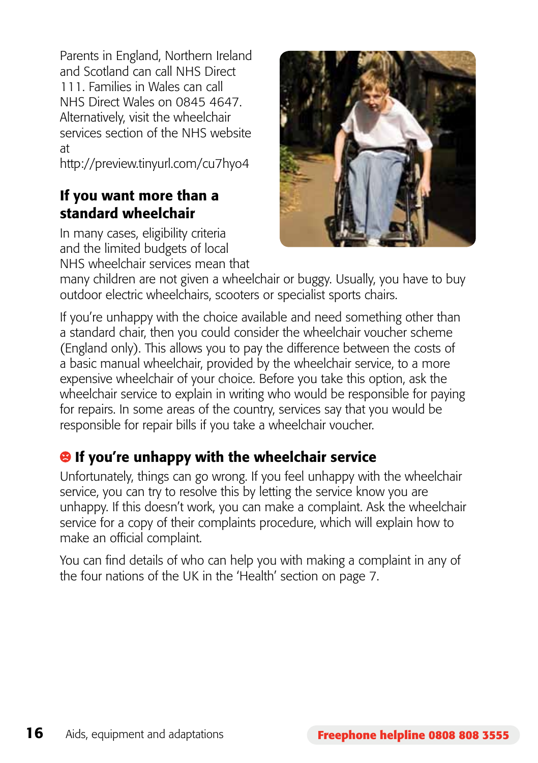Parents in England, Northern Ireland and Scotland can call NHS Direct 111. Families in Wales can call NHS Direct Wales on 0845 4647. Alternatively, visit the wheelchair services section of the NHS website at http://preview.tinyurl.com/cu7hyo4

## If you want more than a standard wheelchair

In many cases, eligibility criteria and the limited budgets of local NHS wheelchair services mean that many children are not given a wheelchair or buggy. Usually, you have to buy outdoor electric wheelchairs, scooters or specialist sports chairs.

If you're unhappy with the choice available and need something other than a standard chair, then you could consider the wheelchair voucher scheme (England only). This allows you to pay the difference between the costs of a basic manual wheelchair, provided by the wheelchair service, to a more expensive wheelchair of your choice. Before you take this option, ask the wheelchair service to explain in writing who would be responsible for paying for repairs. In some areas of the country, services say that you would be responsible for repair bills if you take a wheelchair voucher.

## If you're unhappy with the wheelchair service

Unfortunately, things can go wrong. If you feel unhappy with the wheelchair service, you can try to resolve this by letting the service know you are unhappy. If this doesn't work, you can make a complaint. Ask the wheelchair service for a copy of their complaints procedure, which will explain how to make an official complaint.

You can find details of who can help you with making a complaint in any of the four nations of the UK in the 'Health' section on page 7.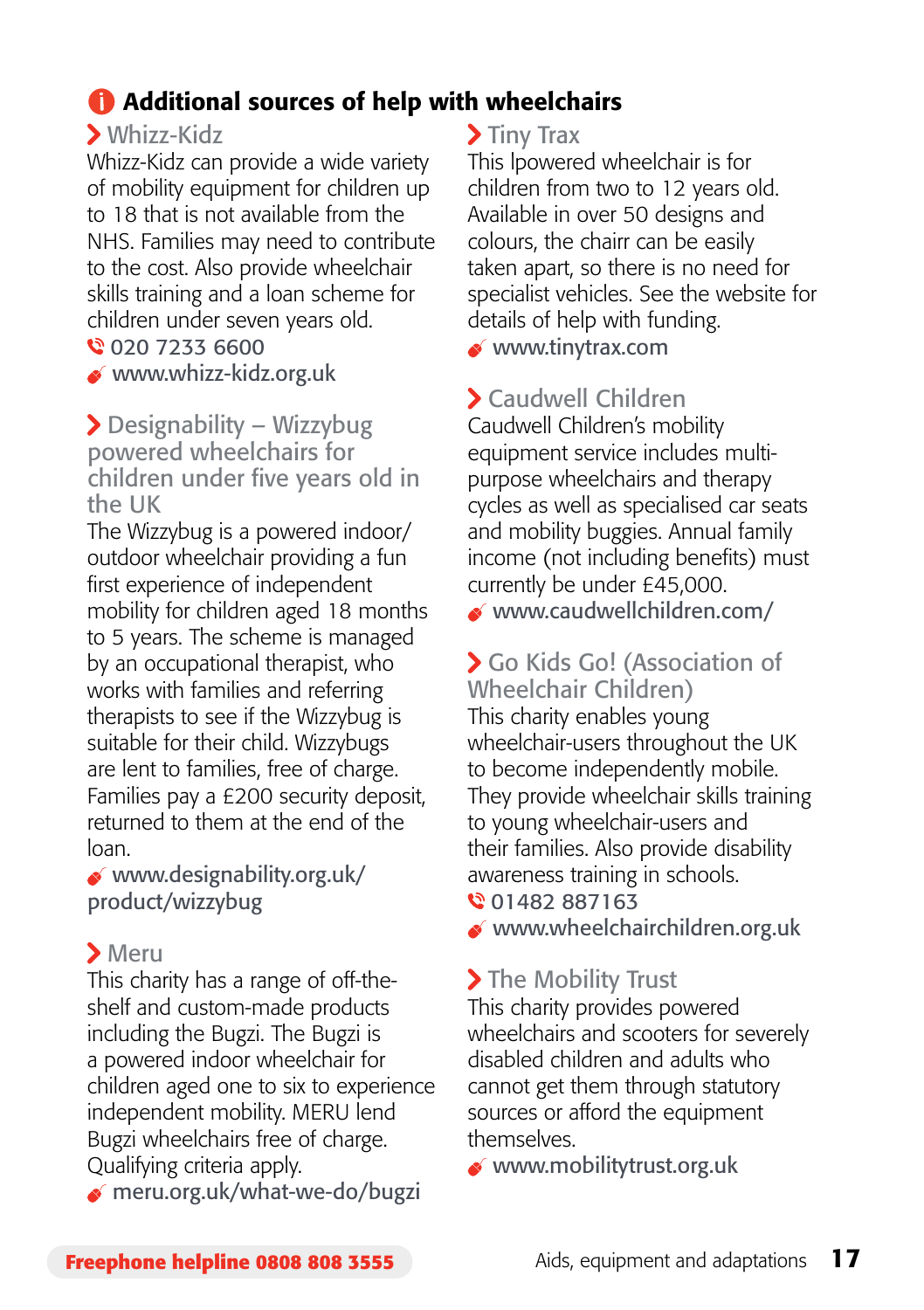## Additional sources of help with wheelchairs

### Whizz-Kidz

Whizz-Kidz can provide a wide variety of mobility equipment for children up to 18 that is not available from the NHS. Families may need to contribute to the cost. Also provide wheelchair skills training and a loan scheme for children under seven years old.

020 7233 6600

www.whizz-kidz.org.uk

### Designability – Wizzybug powered wheelchairs for children under five years old in the UK

The Wizzybug is a powered indoor/outdoor wheelchair providing a fun first experience of independent mobility for children aged 18 months to 5 years. The scheme is managed by an occupational therapist, who works with families and referring therapists to see if the Wizzybug is suitable for their child. Wizzybugs are lent to families, free of charge. Families pay a £200 security deposit, returned to them at the end of the loan.

www.designability.org.uk/product/wizzybug

### Meru

This charity has a range of off-the-shelf and custom-made products including the Bugzi. The Bugzi is a powered indoor wheelchair for children aged one to six to experience independent mobility. MERU lend Bugzi wheelchairs free of charge. Qualifying criteria apply.

meru.org.uk/what-we-do/bugzi

### Tiny Trax

This lpowered wheelchair is for children from two to 12 years old. Available in over 50 designs and colours, the chairr can be easily taken apart, so there is no need for specialist vehicles. See the website for details of help with funding.

www.tinytrax.com

### Caudwell Children

Caudwell Children's mobility equipment service includes multi-purpose wheelchairs and therapy cycles as well as specialised car seats and mobility buggies. Annual family income (not including benefits) must currently be under £45,000.

www.caudwellchildren.com/

### Go Kids Go! (Association of Wheelchair Children)

This charity enables young wheelchair-users throughout the UK to become independently mobile. They provide wheelchair skills training to young wheelchair-users and their families. Also provide disability awareness training in schools.

01482 887163

www.wheelchairchildren.org.uk

### The Mobility Trust

This charity provides powered wheelchairs and scooters for severely disabled children and adults who cannot get them through statutory sources or afford the equipment themselves.

www.mobilitytrust.org.uk

**Freephone helpline 0808 808 3555**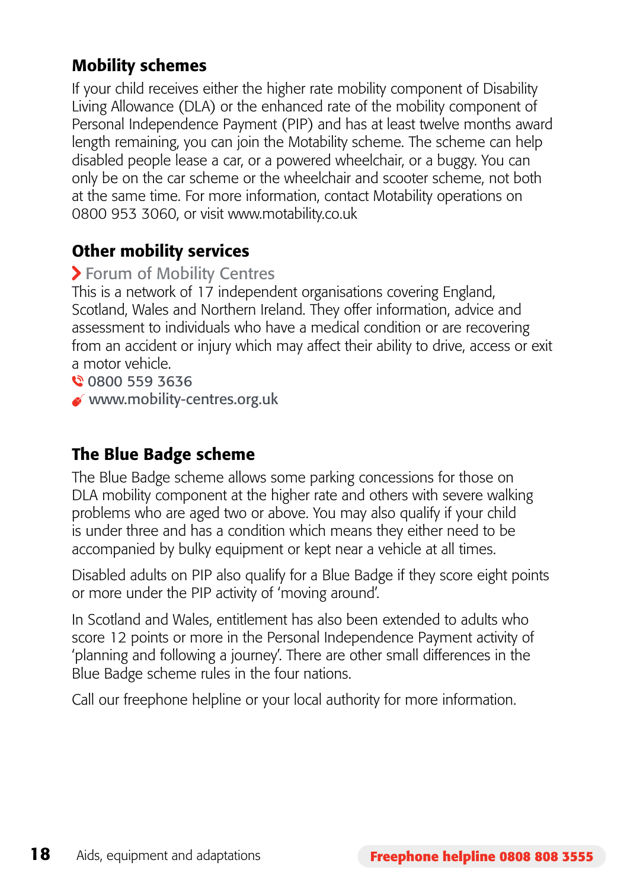## Mobility schemes

If your child receives either the higher rate mobility component of Disability Living Allowance (DLA) or the enhanced rate of the mobility component of Personal Independence Payment (PIP) and has at least twelve months award length remaining, you can join the Motability scheme. The scheme can help disabled people lease a car, or a powered wheelchair, or a buggy. You can only be on the car scheme or the wheelchair and scooter scheme, not both at the same time. For more information, contact Motability operations on 0800 953 3060, or visit www.motability.co.uk

## Other mobility services

### Forum of Mobility Centres

This is a network of 17 independent organisations covering England, Scotland, Wales and Northern Ireland. They offer information, advice and assessment to individuals who have a medical condition or are recovering from an accident or injury which may affect their ability to drive, access or exit a motor vehicle.

0800 559 3636

www.mobility-centres.org.uk

## The Blue Badge scheme

The Blue Badge scheme allows some parking concessions for those on DLA mobility component at the higher rate and others with severe walking problems who are aged two or above. You may also qualify if your child is under three and has a condition which means they either need to be accompanied by bulky equipment or kept near a vehicle at all times.

Disabled adults on PIP also qualify for a Blue Badge if they score eight points or more under the PIP activity of 'moving around'.

In Scotland and Wales, entitlement has also been extended to adults who score 12 points or more in the Personal Independence Payment activity of 'planning and following a journey'. There are other small differences in the Blue Badge scheme rules in the four nations.

Call our freephone helpline or your local authority for more information.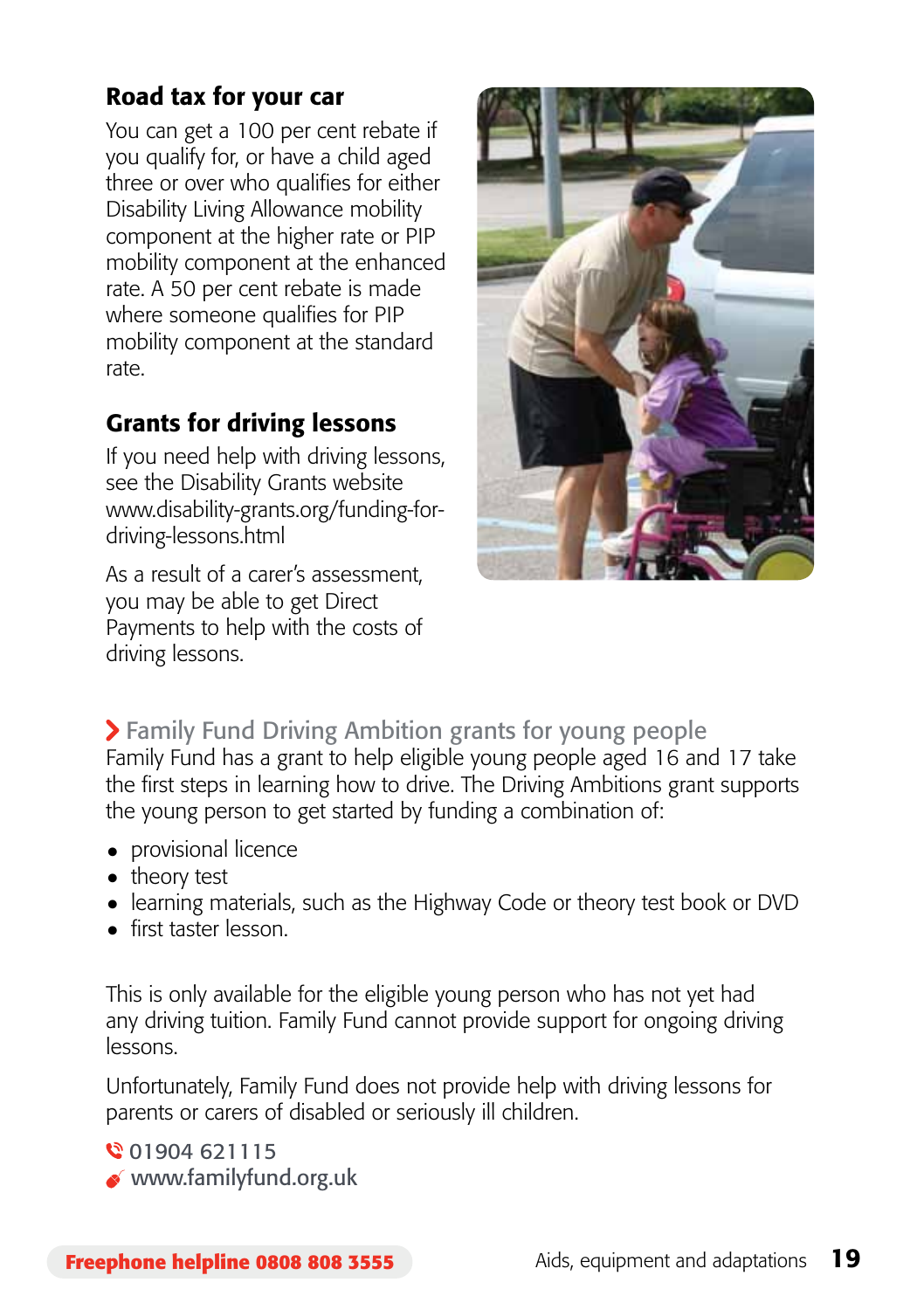## Road tax for your car

You can get a 100 per cent rebate if you qualify for, or have a child aged three or over who qualifies for either Disability Living Allowance mobility component at the higher rate or PIP mobility component at the enhanced rate. A 50 per cent rebate is made where someone qualifies for PIP mobility component at the standard rate.

## Grants for driving lessons

If you need help with driving lessons, see the Disability Grants website www.disability-grants.org/funding-for-driving-lessons.html

As a result of a carer's assessment, you may be able to get Direct Payments to help with the costs of driving lessons.

### Family Fund Driving Ambition grants for young people

Family Fund has a grant to help eligible young people aged 16 and 17 take the first steps in learning how to drive. The Driving Ambitions grant supports the young person to get started by funding a combination of:

- provisional licence
- theory test
- learning materials, such as the Highway Code or theory test book or DVD
- first taster lesson.

This is only available for the eligible young person who has not yet had any driving tuition. Family Fund cannot provide support for ongoing driving lessons.

Unfortunately, Family Fund does not provide help with driving lessons for parents or carers of disabled or seriously ill children.

01904 621115
www.familyfund.org.uk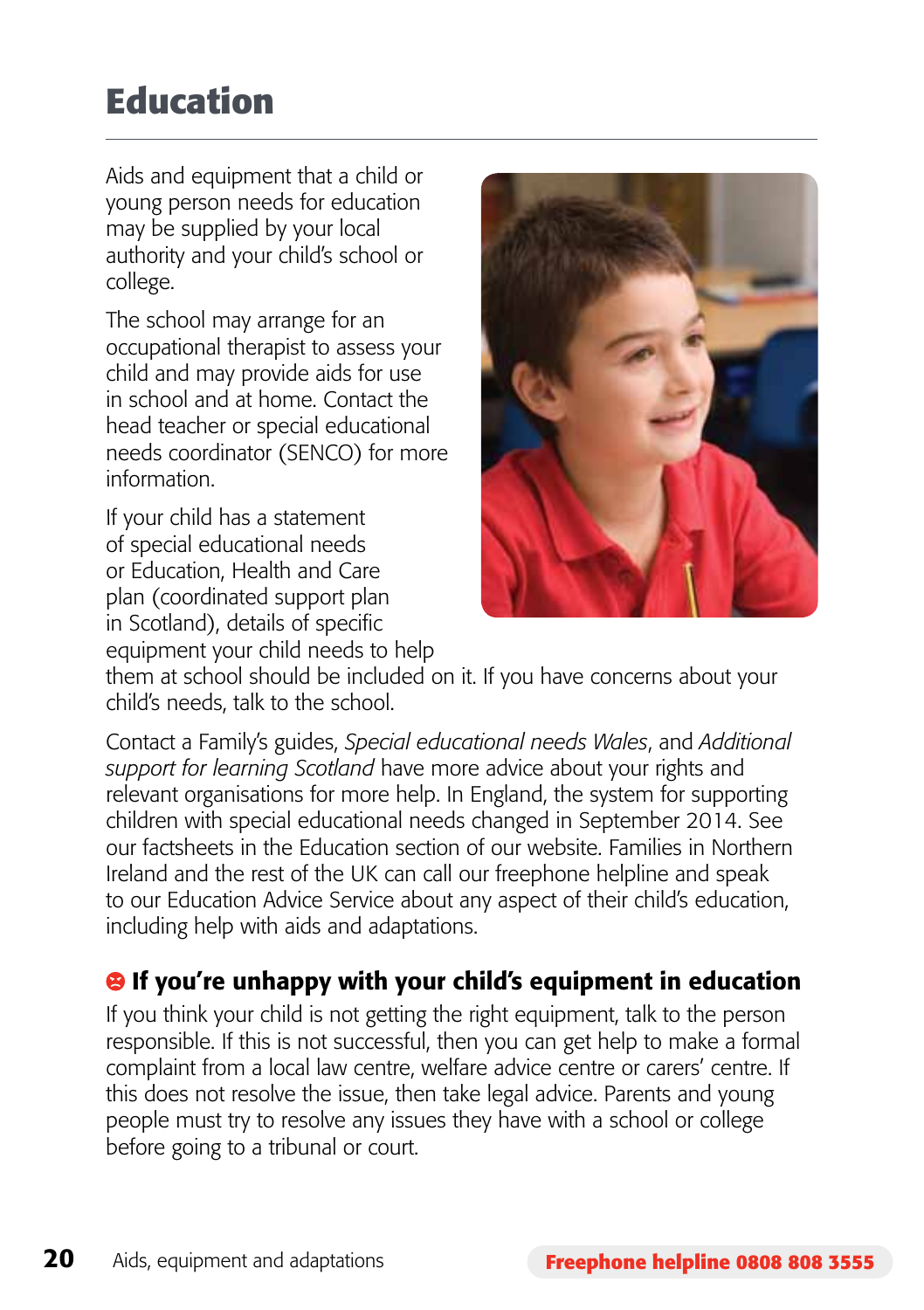# Education

Aids and equipment that a child or young person needs for education may be supplied by your local authority and your child's school or college.

The school may arrange for an occupational therapist to assess your child and may provide aids for use in school and at home. Contact the head teacher or special educational needs coordinator (SENCO) for more information.

If your child has a statement of special educational needs or Education, Health and Care plan (coordinated support plan in Scotland), details of specific equipment your child needs to help them at school should be included on it. If you have concerns about your child's needs, talk to the school.

Contact a Family's guides, *Special educational needs Wales*, and *Additional support for learning Scotland* have more advice about your rights and relevant organisations for more help. In England, the system for supporting children with special educational needs changed in September 2014. See our factsheets in the Education section of our website. Families in Northern Ireland and the rest of the UK can call our freephone helpline and speak to our Education Advice Service about any aspect of their child's education, including help with aids and adaptations.

### If you're unhappy with your child's equipment in education

If you think your child is not getting the right equipment, talk to the person responsible. If this is not successful, then you can get help to make a formal complaint from a local law centre, welfare advice centre or carers' centre. If this does not resolve the issue, then take legal advice. Parents and young people must try to resolve any issues they have with a school or college before going to a tribunal or court.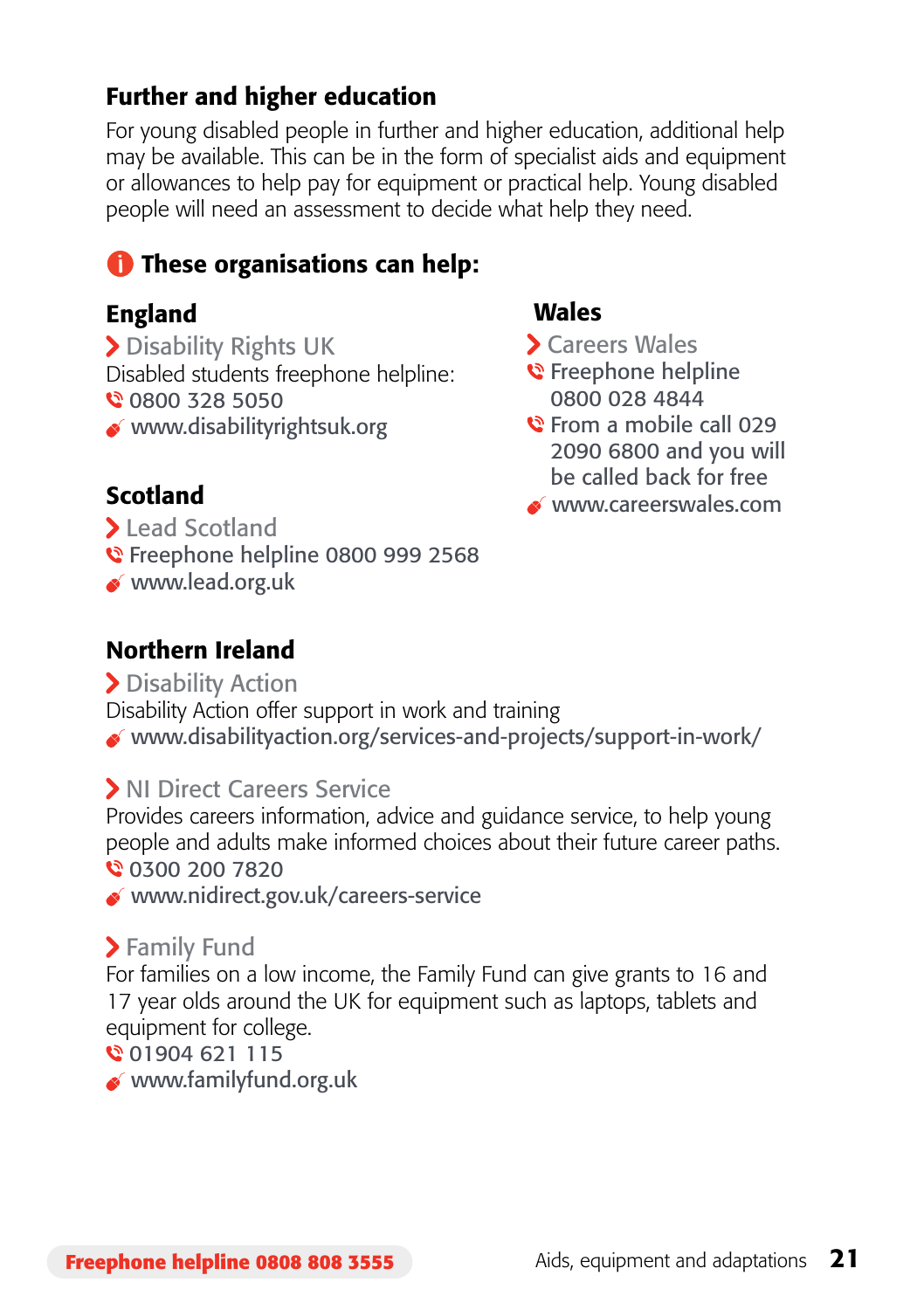## Further and higher education

For young disabled people in further and higher education, additional help may be available. This can be in the form of specialist aids and equipment or allowances to help pay for equipment or practical help. Young disabled people will need an assessment to decide what help they need.

### These organisations can help:

#### England

**Disability Rights UK**

Disabled students freephone helpline:

0800 328 5050

www.disabilityrightsuk.org

#### Scotland

**Lead Scotland**

Freephone helpline 0800 999 2568

www.lead.org.uk

#### Wales

**Careers Wales**

Freephone helpline 0800 028 4844

From a mobile call 029 2090 6800 and you will be called back for free

www.careerswales.com

#### Northern Ireland

**Disability Action**

Disability Action offer support in work and training

www.disabilityaction.org/services-and-projects/support-in-work/

**NI Direct Careers Service**

Provides careers information, advice and guidance service, to help young people and adults make informed choices about their future career paths.

0300 200 7820

www.nidirect.gov.uk/careers-service

**Family Fund**

For families on a low income, the Family Fund can give grants to 16 and 17 year olds around the UK for equipment such as laptops, tablets and equipment for college.

01904 621 115

www.familyfund.org.uk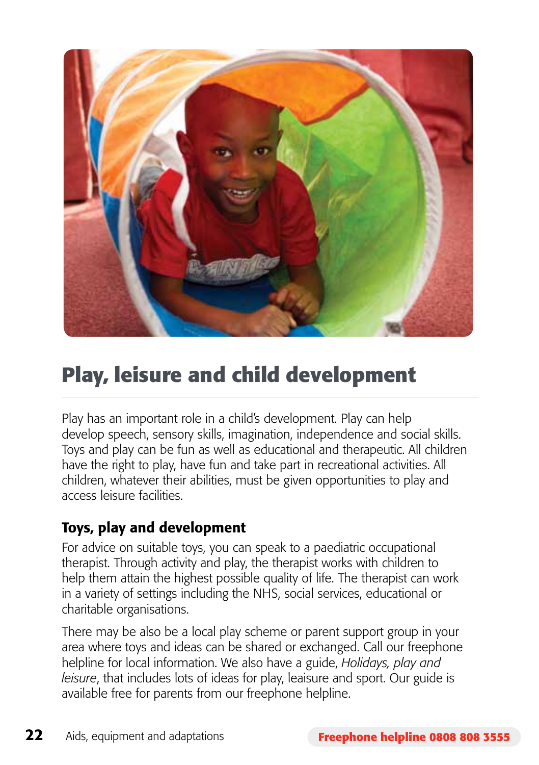# Play, leisure and child development

Play has an important role in a child's development. Play can help develop speech, sensory skills, imagination, independence and social skills. Toys and play can be fun as well as educational and therapeutic. All children have the right to play, have fun and take part in recreational activities. All children, whatever their abilities, must be given opportunities to play and access leisure facilities.

## Toys, play and development

For advice on suitable toys, you can speak to a paediatric occupational therapist. Through activity and play, the therapist works with children to help them attain the highest possible quality of life. The therapist can work in a variety of settings including the NHS, social services, educational or charitable organisations.

There may be also be a local play scheme or parent support group in your area where toys and ideas can be shared or exchanged. Call our freephone helpline for local information. We also have a guide, *Holidays, play and leisure*, that includes lots of ideas for play, leaisure and sport. Our guide is available free for parents from our freephone helpline.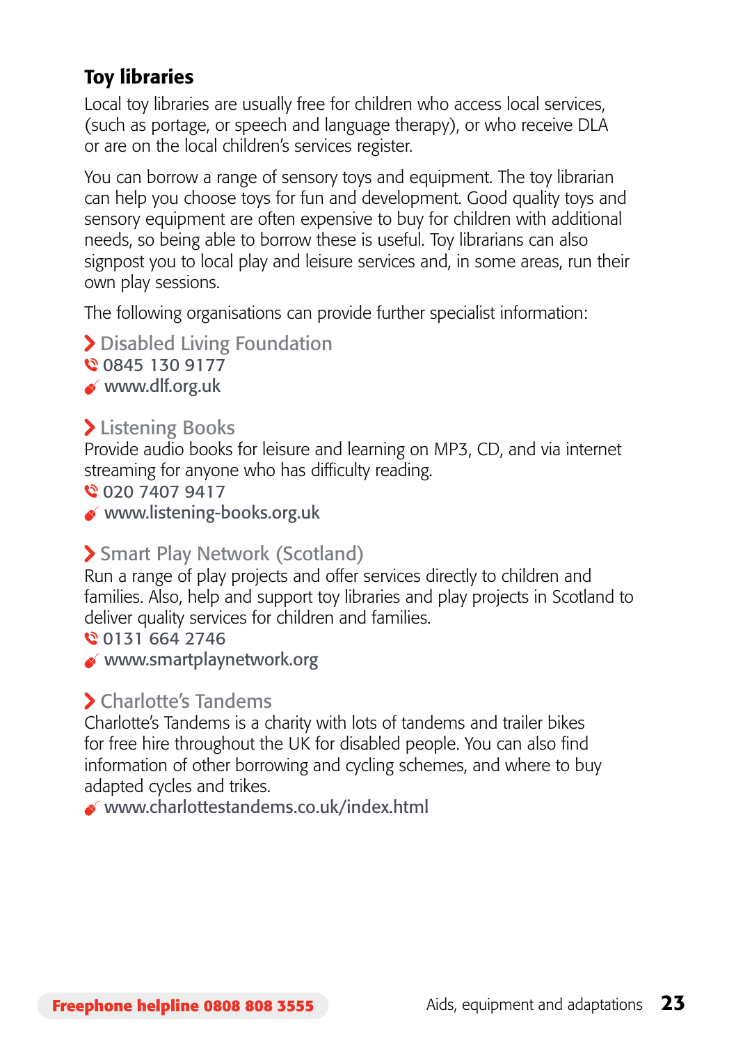## Toy libraries

Local toy libraries are usually free for children who access local services, (such as portage, or speech and language therapy), or who receive DLA or are on the local children's services register.

You can borrow a range of sensory toys and equipment. The toy librarian can help you choose toys for fun and development. Good quality toys and sensory equipment are often expensive to buy for children with additional needs, so being able to borrow these is useful. Toy librarians can also signpost you to local play and leisure services and, in some areas, run their own play sessions.

The following organisations can provide further specialist information:

### Disabled Living Foundation

0845 130 9177

www.dlf.org.uk

### Listening Books

Provide audio books for leisure and learning on MP3, CD, and via internet streaming for anyone who has difficulty reading.

020 7407 9417

www.listening-books.org.uk

### Smart Play Network (Scotland)

Run a range of play projects and offer services directly to children and families. Also, help and support toy libraries and play projects in Scotland to deliver quality services for children and families.

0131 664 2746

www.smartplaynetwork.org

### Charlotte's Tandems

Charlotte's Tandems is a charity with lots of tandems and trailer bikes for free hire throughout the UK for disabled people. You can also find information of other borrowing and cycling schemes, and where to buy adapted cycles and trikes.

www.charlottestandems.co.uk/index.html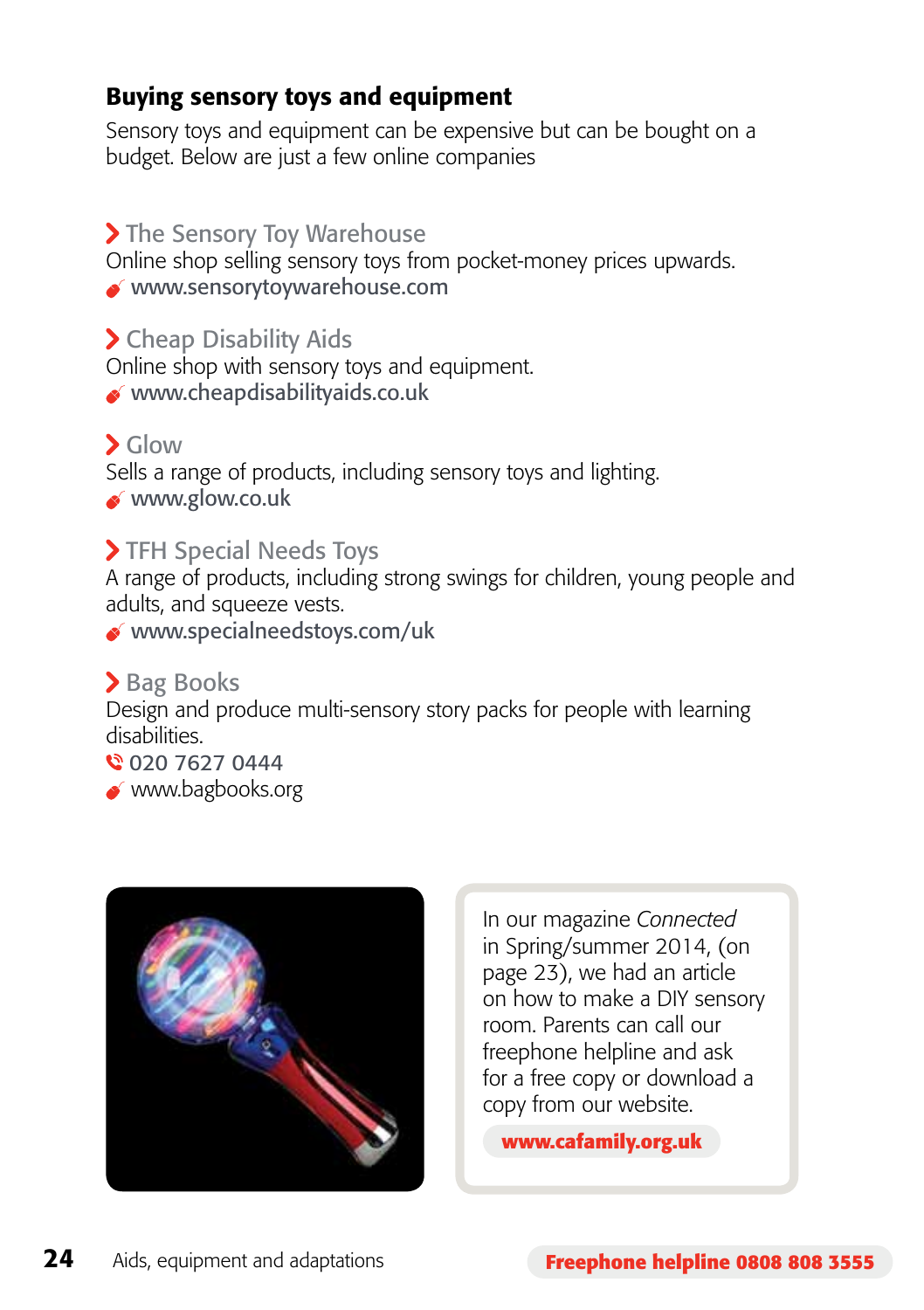## Buying sensory toys and equipment

Sensory toys and equipment can be expensive but can be bought on a budget. Below are just a few online companies

### The Sensory Toy Warehouse

Online shop selling sensory toys from pocket-money prices upwards.

www.sensorytoywarehouse.com

### Cheap Disability Aids

Online shop with sensory toys and equipment.

www.cheapdisabilityaids.co.uk

### Glow

Sells a range of products, including sensory toys and lighting.

www.glow.co.uk

### TFH Special Needs Toys

A range of products, including strong swings for children, young people and adults, and squeeze vests.

www.specialneedstoys.com/uk

### Bag Books

Design and produce multi-sensory story packs for people with learning disabilities.

020 7627 0444

www.bagbooks.org

In our magazine *Connected* in Spring/summer 2014, (on page 23), we had an article on how to make a DIY sensory room. Parents can call our freephone helpline and ask for a free copy or download a copy from our website.

**www.cafamily.org.uk**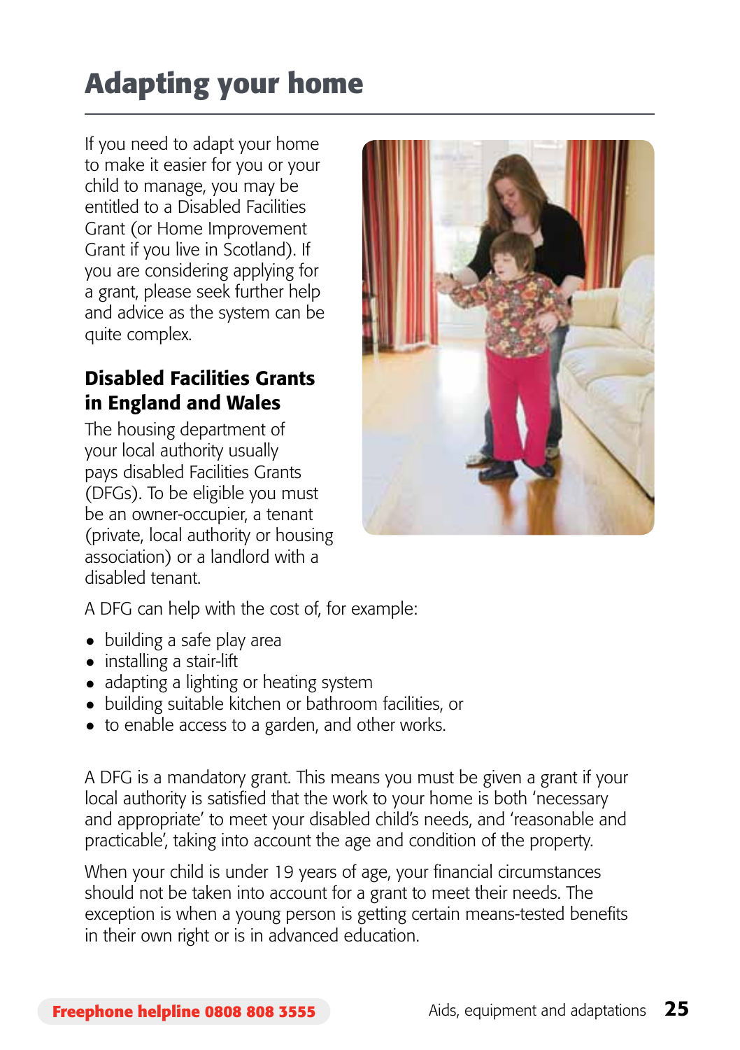# Adapting your home

If you need to adapt your home to make it easier for you or your child to manage, you may be entitled to a Disabled Facilities Grant (or Home Improvement Grant if you live in Scotland). If you are considering applying for a grant, please seek further help and advice as the system can be quite complex.

## Disabled Facilities Grants in England and Wales

The housing department of your local authority usually pays disabled Facilities Grants (DFGs). To be eligible you must be an owner-occupier, a tenant (private, local authority or housing association) or a landlord with a disabled tenant.

A DFG can help with the cost of, for example:

- building a safe play area
- installing a stair-lift
- adapting a lighting or heating system
- building suitable kitchen or bathroom facilities, or
- to enable access to a garden, and other works.

A DFG is a mandatory grant. This means you must be given a grant if your local authority is satisfied that the work to your home is both 'necessary and appropriate' to meet your disabled child's needs, and 'reasonable and practicable', taking into account the age and condition of the property.

When your child is under 19 years of age, your financial circumstances should not be taken into account for a grant to meet their needs. The exception is when a young person is getting certain means-tested benefits in their own right or is in advanced education.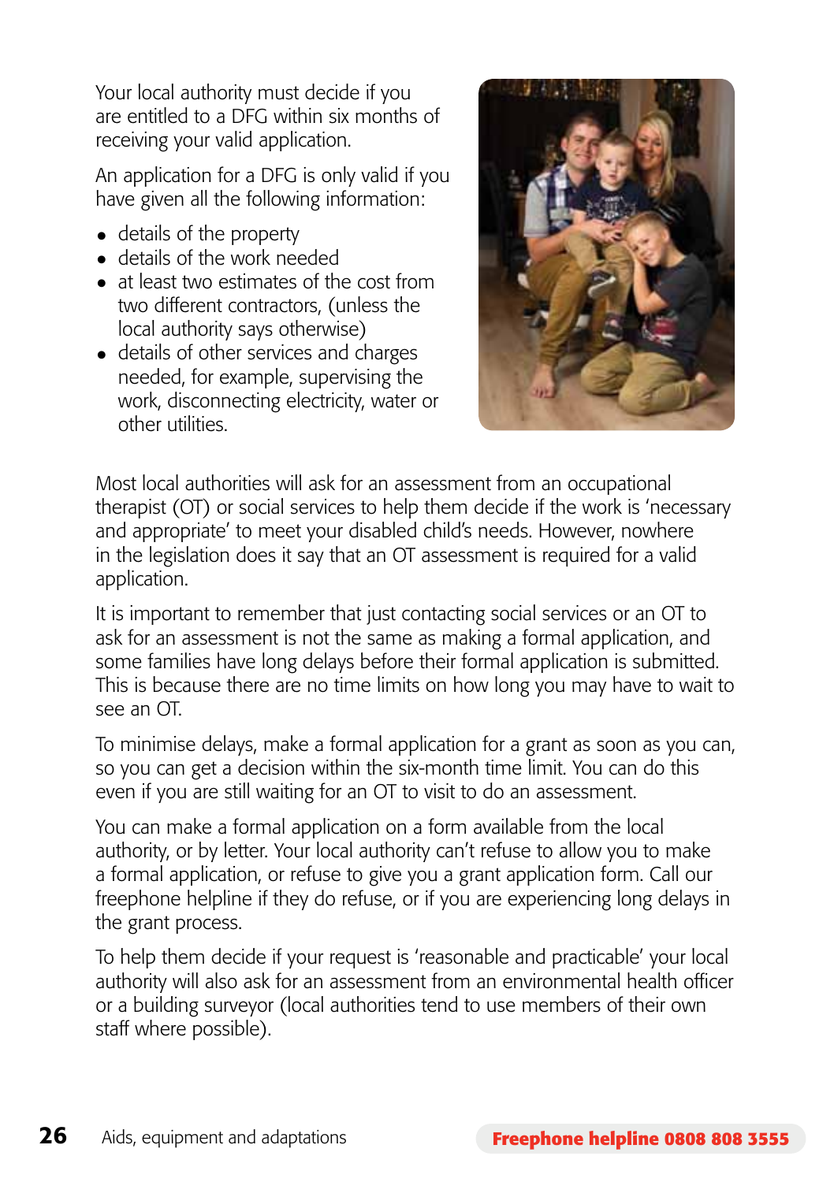Your local authority must decide if you are entitled to a DFG within six months of receiving your valid application.

An application for a DFG is only valid if you have given all the following information:

- details of the property
- details of the work needed
- at least two estimates of the cost from two different contractors, (unless the local authority says otherwise)
- details of other services and charges needed, for example, supervising the work, disconnecting electricity, water or other utilities.

Most local authorities will ask for an assessment from an occupational therapist (OT) or social services to help them decide if the work is 'necessary and appropriate' to meet your disabled child's needs. However, nowhere in the legislation does it say that an OT assessment is required for a valid application.

It is important to remember that just contacting social services or an OT to ask for an assessment is not the same as making a formal application, and some families have long delays before their formal application is submitted. This is because there are no time limits on how long you may have to wait to see an OT.

To minimise delays, make a formal application for a grant as soon as you can, so you can get a decision within the six-month time limit. You can do this even if you are still waiting for an OT to visit to do an assessment.

You can make a formal application on a form available from the local authority, or by letter. Your local authority can't refuse to allow you to make a formal application, or refuse to give you a grant application form. Call our freephone helpline if they do refuse, or if you are experiencing long delays in the grant process.

To help them decide if your request is 'reasonable and practicable' your local authority will also ask for an assessment from an environmental health officer or a building surveyor (local authorities tend to use members of their own staff where possible).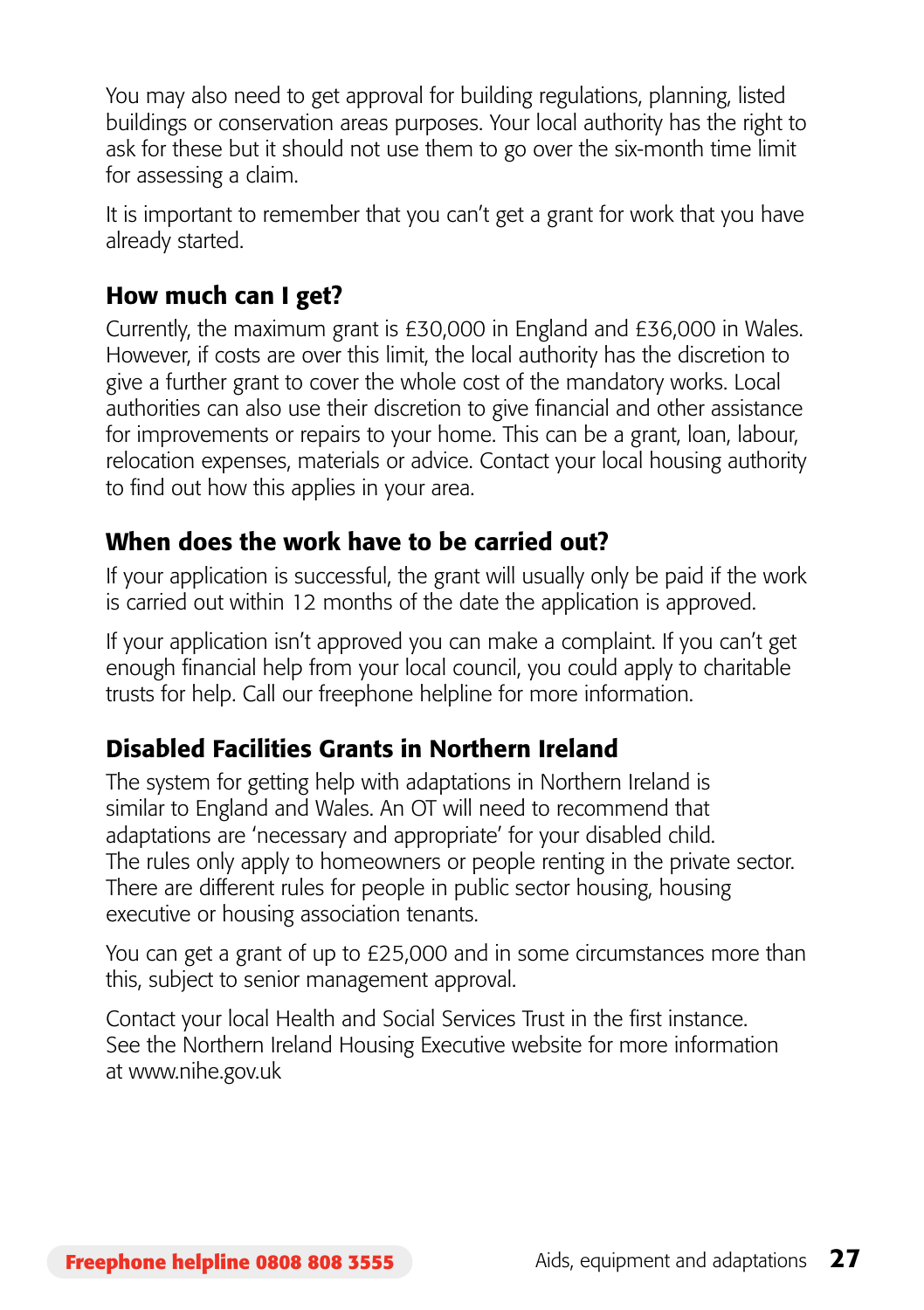You may also need to get approval for building regulations, planning, listed buildings or conservation areas purposes. Your local authority has the right to ask for these but it should not use them to go over the six-month time limit for assessing a claim.

It is important to remember that you can't get a grant for work that you have already started.

## How much can I get?

Currently, the maximum grant is £30,000 in England and £36,000 in Wales. However, if costs are over this limit, the local authority has the discretion to give a further grant to cover the whole cost of the mandatory works. Local authorities can also use their discretion to give financial and other assistance for improvements or repairs to your home. This can be a grant, loan, labour, relocation expenses, materials or advice. Contact your local housing authority to find out how this applies in your area.

## When does the work have to be carried out?

If your application is successful, the grant will usually only be paid if the work is carried out within 12 months of the date the application is approved.

If your application isn't approved you can make a complaint. If you can't get enough financial help from your local council, you could apply to charitable trusts for help. Call our freephone helpline for more information.

## Disabled Facilities Grants in Northern Ireland

The system for getting help with adaptations in Northern Ireland is similar to England and Wales. An OT will need to recommend that adaptations are 'necessary and appropriate' for your disabled child. The rules only apply to homeowners or people renting in the private sector. There are different rules for people in public sector housing, housing executive or housing association tenants.

You can get a grant of up to £25,000 and in some circumstances more than this, subject to senior management approval.

Contact your local Health and Social Services Trust in the first instance. See the Northern Ireland Housing Executive website for more information at www.nihe.gov.uk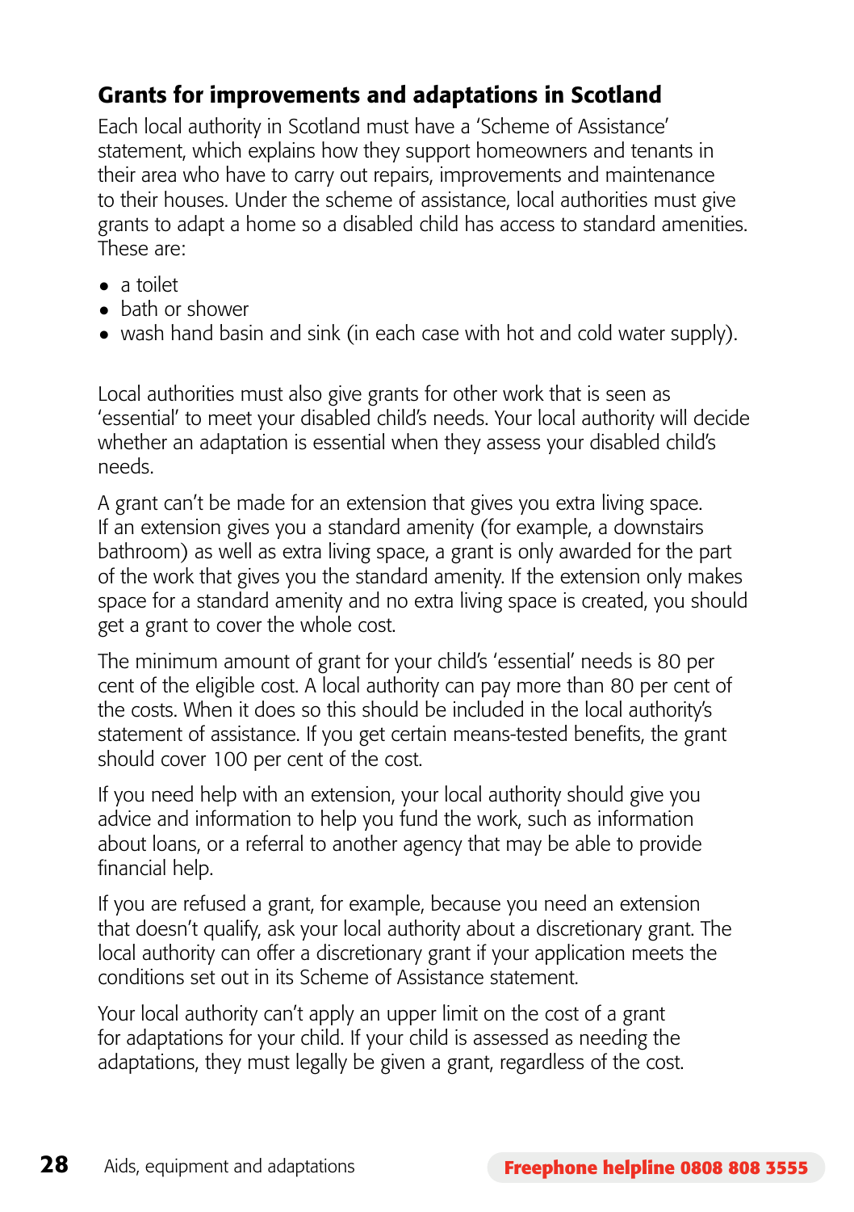## Grants for improvements and adaptations in Scotland

Each local authority in Scotland must have a 'Scheme of Assistance' statement, which explains how they support homeowners and tenants in their area who have to carry out repairs, improvements and maintenance to their houses. Under the scheme of assistance, local authorities must give grants to adapt a home so a disabled child has access to standard amenities. These are:

- a toilet
- bath or shower
- wash hand basin and sink (in each case with hot and cold water supply).

Local authorities must also give grants for other work that is seen as 'essential' to meet your disabled child's needs. Your local authority will decide whether an adaptation is essential when they assess your disabled child's needs.

A grant can't be made for an extension that gives you extra living space. If an extension gives you a standard amenity (for example, a downstairs bathroom) as well as extra living space, a grant is only awarded for the part of the work that gives you the standard amenity. If the extension only makes space for a standard amenity and no extra living space is created, you should get a grant to cover the whole cost.

The minimum amount of grant for your child's 'essential' needs is 80 per cent of the eligible cost. A local authority can pay more than 80 per cent of the costs. When it does so this should be included in the local authority's statement of assistance. If you get certain means-tested benefits, the grant should cover 100 per cent of the cost.

If you need help with an extension, your local authority should give you advice and information to help you fund the work, such as information about loans, or a referral to another agency that may be able to provide financial help.

If you are refused a grant, for example, because you need an extension that doesn't qualify, ask your local authority about a discretionary grant. The local authority can offer a discretionary grant if your application meets the conditions set out in its Scheme of Assistance statement.

Your local authority can't apply an upper limit on the cost of a grant for adaptations for your child. If your child is assessed as needing the adaptations, they must legally be given a grant, regardless of the cost.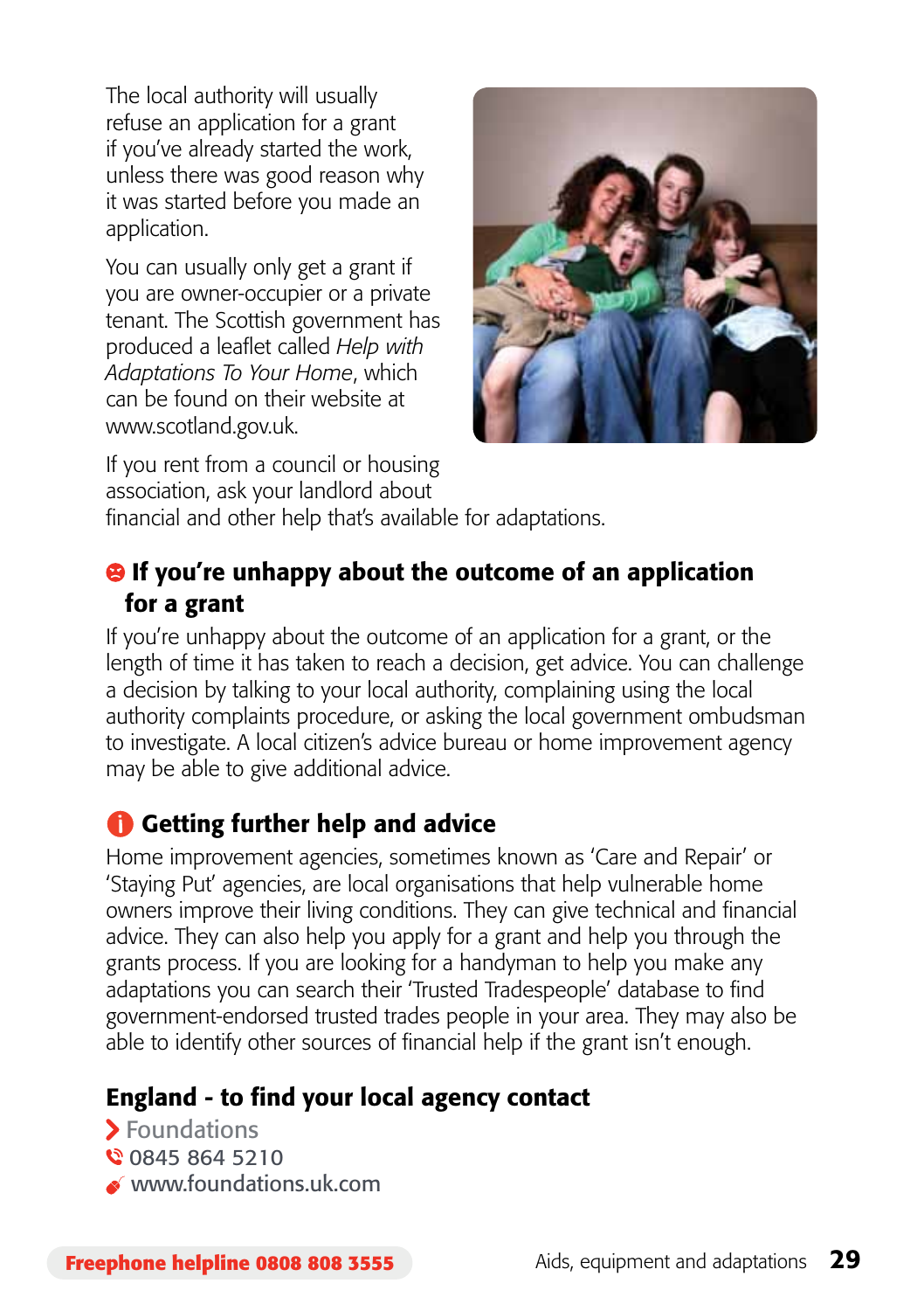The local authority will usually refuse an application for a grant if you've already started the work, unless there was good reason why it was started before you made an application.

You can usually only get a grant if you are owner-occupier or a private tenant. The Scottish government has produced a leaflet called *Help with Adaptations To Your Home*, which can be found on their website at www.scotland.gov.uk.

If you rent from a council or housing association, ask your landlord about financial and other help that's available for adaptations.

## If you're unhappy about the outcome of an application for a grant

If you're unhappy about the outcome of an application for a grant, or the length of time it has taken to reach a decision, get advice. You can challenge a decision by talking to your local authority, complaining using the local authority complaints procedure, or asking the local government ombudsman to investigate. A local citizen's advice bureau or home improvement agency may be able to give additional advice.

## Getting further help and advice

Home improvement agencies, sometimes known as 'Care and Repair' or 'Staying Put' agencies, are local organisations that help vulnerable home owners improve their living conditions. They can give technical and financial advice. They can also help you apply for a grant and help you through the grants process. If you are looking for a handyman to help you make any adaptations you can search their 'Trusted Tradespeople' database to find government-endorsed trusted trades people in your area. They may also be able to identify other sources of financial help if the grant isn't enough.

### England - to find your local agency contact

- Foundations
- 0845 864 5210
- www.foundations.uk.com

**Freephone helpline 0808 808 3555**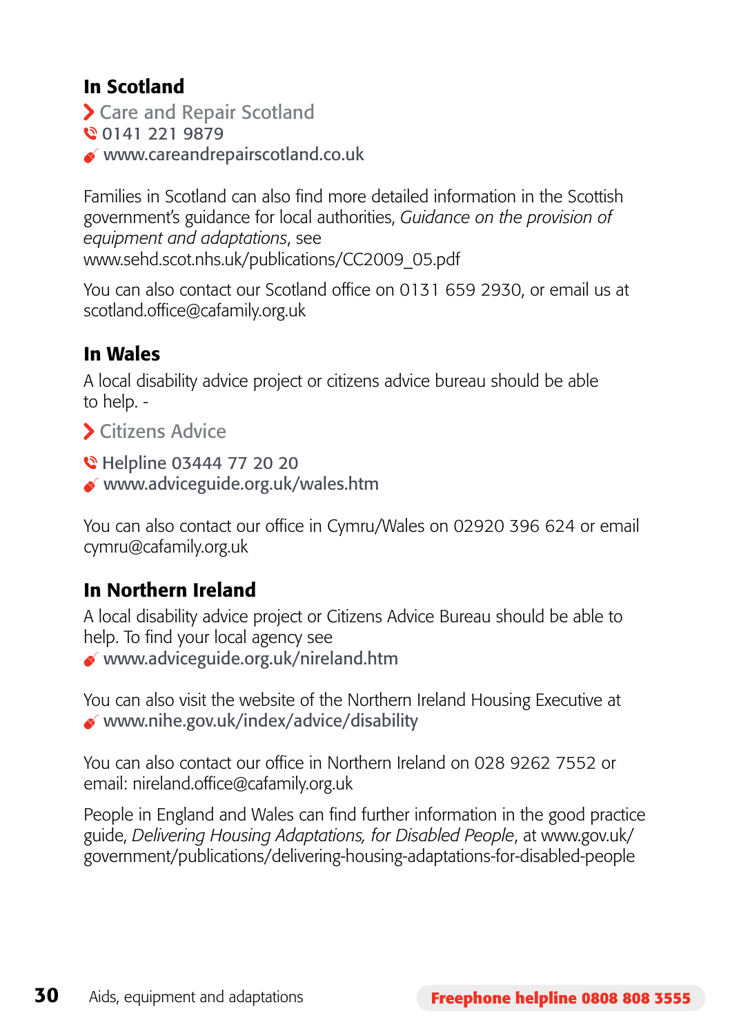## In Scotland

**Care and Repair Scotland**
0141 221 9879
www.careandrepairscotland.co.uk

Families in Scotland can also find more detailed information in the Scottish government's guidance for local authorities, *Guidance on the provision of equipment and adaptations*, see www.sehd.scot.nhs.uk/publications/CC2009_05.pdf

You can also contact our Scotland office on 0131 659 2930, or email us at scotland.office@cafamily.org.uk

## In Wales

A local disability advice project or citizens advice bureau should be able to help. -

**Citizens Advice**

Helpline 03444 77 20 20
www.adviceguide.org.uk/wales.htm

You can also contact our office in Cymru/Wales on 02920 396 624 or email cymru@cafamily.org.uk

## In Northern Ireland

A local disability advice project or Citizens Advice Bureau should be able to help. To find your local agency see
www.adviceguide.org.uk/nireland.htm

You can also visit the website of the Northern Ireland Housing Executive at
www.nihe.gov.uk/index/advice/disability

You can also contact our office in Northern Ireland on 028 9262 7552 or email: nireland.office@cafamily.org.uk

People in England and Wales can find further information in the good practice guide, *Delivering Housing Adaptations, for Disabled People*, at www.gov.uk/government/publications/delivering-housing-adaptations-for-disabled-people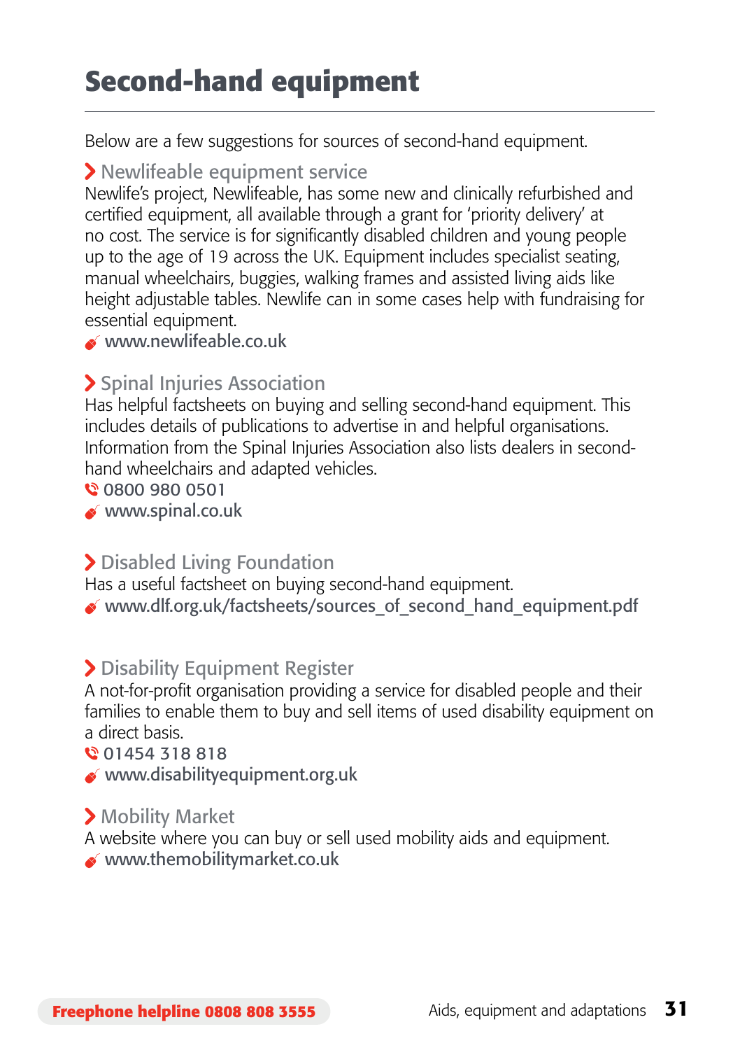# Second-hand equipment

Below are a few suggestions for sources of second-hand equipment.

### Newlifeable equipment service

Newlife's project, Newlifeable, has some new and clinically refurbished and certified equipment, all available through a grant for 'priority delivery' at no cost. The service is for significantly disabled children and young people up to the age of 19 across the UK. Equipment includes specialist seating, manual wheelchairs, buggies, walking frames and assisted living aids like height adjustable tables. Newlife can in some cases help with fundraising for essential equipment.

www.newlifeable.co.uk

### Spinal Injuries Association

Has helpful factsheets on buying and selling second-hand equipment. This includes details of publications to advertise in and helpful organisations. Information from the Spinal Injuries Association also lists dealers in second-hand wheelchairs and adapted vehicles.

0800 980 0501

www.spinal.co.uk

### Disabled Living Foundation

Has a useful factsheet on buying second-hand equipment.

www.dlf.org.uk/factsheets/sources_of_second_hand_equipment.pdf

### Disability Equipment Register

A not-for-profit organisation providing a service for disabled people and their families to enable them to buy and sell items of used disability equipment on a direct basis.

01454 318 818

www.disabilityequipment.org.uk

### Mobility Market

A website where you can buy or sell used mobility aids and equipment.

www.themobilitymarket.co.uk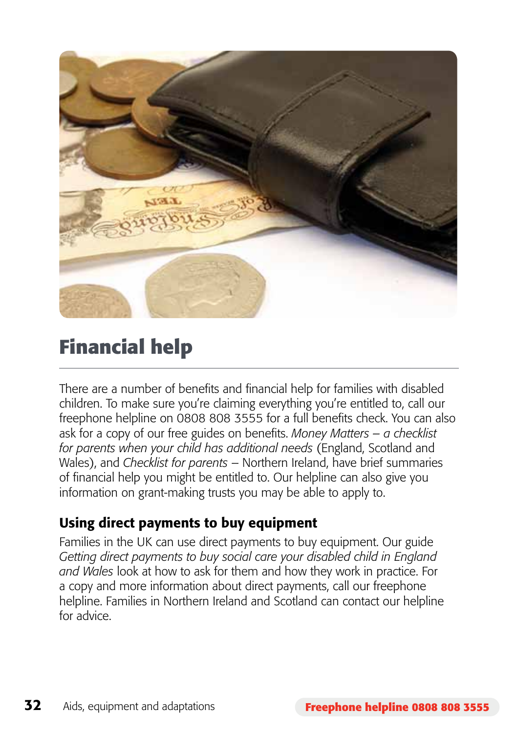# Financial help

There are a number of benefits and financial help for families with disabled children. To make sure you're claiming everything you're entitled to, call our freephone helpline on 0808 808 3555 for a full benefits check. You can also ask for a copy of our free guides on benefits. *Money Matters – a checklist for parents when your child has additional needs* (England, Scotland and Wales), and *Checklist for parents* – Northern Ireland, have brief summaries of financial help you might be entitled to. Our helpline can also give you information on grant-making trusts you may be able to apply to.

### Using direct payments to buy equipment

Families in the UK can use direct payments to buy equipment. Our guide *Getting direct payments to buy social care your disabled child in England and Wales* look at how to ask for them and how they work in practice. For a copy and more information about direct payments, call our freephone helpline. Families in Northern Ireland and Scotland can contact our helpline for advice.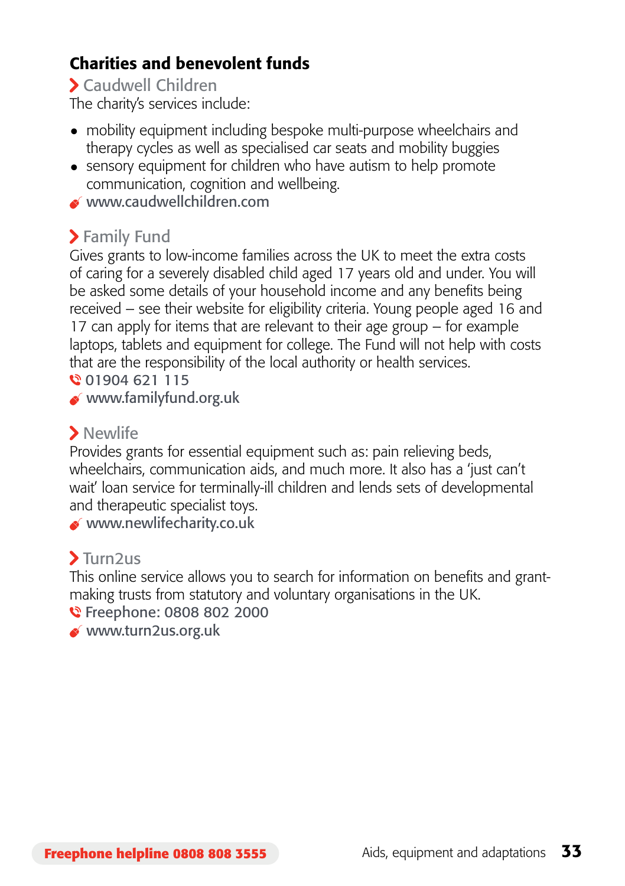## Charties and benevolent funds

### Caudwell Children

The charity's services include:

- mobility equipment including bespoke multi-purpose wheelchairs and therapy cycles as well as specialised car seats and mobility buggies
- sensory equipment for children who have autism to help promote communication, cognition and wellbeing.

www.caudwellchildren.com

### Family Fund

Gives grants to low-income families across the UK to meet the extra costs of caring for a severely disabled child aged 17 years old and under. You will be asked some details of your household income and any benefits being received – see their website for eligibility criteria. Young people aged 16 and 17 can apply for items that are relevant to their age group – for example laptops, tablets and equipment for college. The Fund will not help with costs that are the responsibility of the local authority or health services.

01904 621 115

www.familyfund.org.uk

### Newlife

Provides grants for essential equipment such as: pain relieving beds, wheelchairs, communication aids, and much more. It also has a 'just can't wait' loan service for terminally-ill children and lends sets of developmental and therapeutic specialist toys.

www.newlifecharity.co.uk

### Turn2us

This online service allows you to search for information on benefits and grant-making trusts from statutory and voluntary organisations in the UK.

Freephone: 0808 802 2000

www.turn2us.org.uk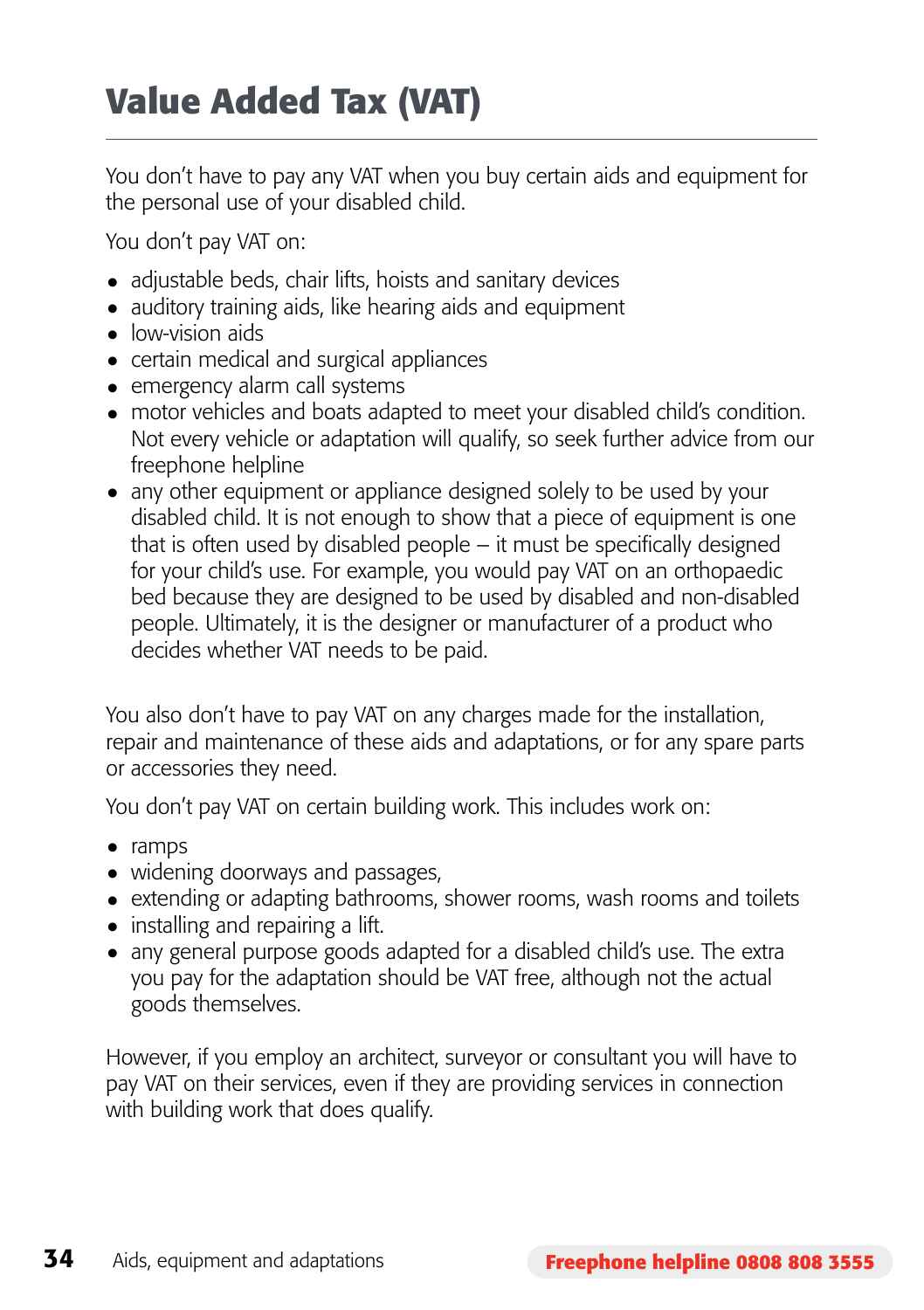# Value Added Tax (VAT)

You don't have to pay any VAT when you buy certain aids and equipment for the personal use of your disabled child.

You don't pay VAT on:

- adjustable beds, chair lifts, hoists and sanitary devices
- auditory training aids, like hearing aids and equipment
- low-vision aids
- certain medical and surgical appliances
- emergency alarm call systems
- motor vehicles and boats adapted to meet your disabled child's condition. Not every vehicle or adaptation will qualify, so seek further advice from our freephone helpline
- any other equipment or appliance designed solely to be used by your disabled child. It is not enough to show that a piece of equipment is one that is often used by disabled people – it must be specifically designed for your child's use. For example, you would pay VAT on an orthopaedic bed because they are designed to be used by disabled and non-disabled people. Ultimately, it is the designer or manufacturer of a product who decides whether VAT needs to be paid.

You also don't have to pay VAT on any charges made for the installation, repair and maintenance of these aids and adaptations, or for any spare parts or accessories they need.

You don't pay VAT on certain building work. This includes work on:

- ramps
- widening doorways and passages,
- extending or adapting bathrooms, shower rooms, wash rooms and toilets
- installing and repairing a lift.
- any general purpose goods adapted for a disabled child's use. The extra you pay for the adaptation should be VAT free, although not the actual goods themselves.

However, if you employ an architect, surveyor or consultant you will have to pay VAT on their services, even if they are providing services in connection with building work that does qualify.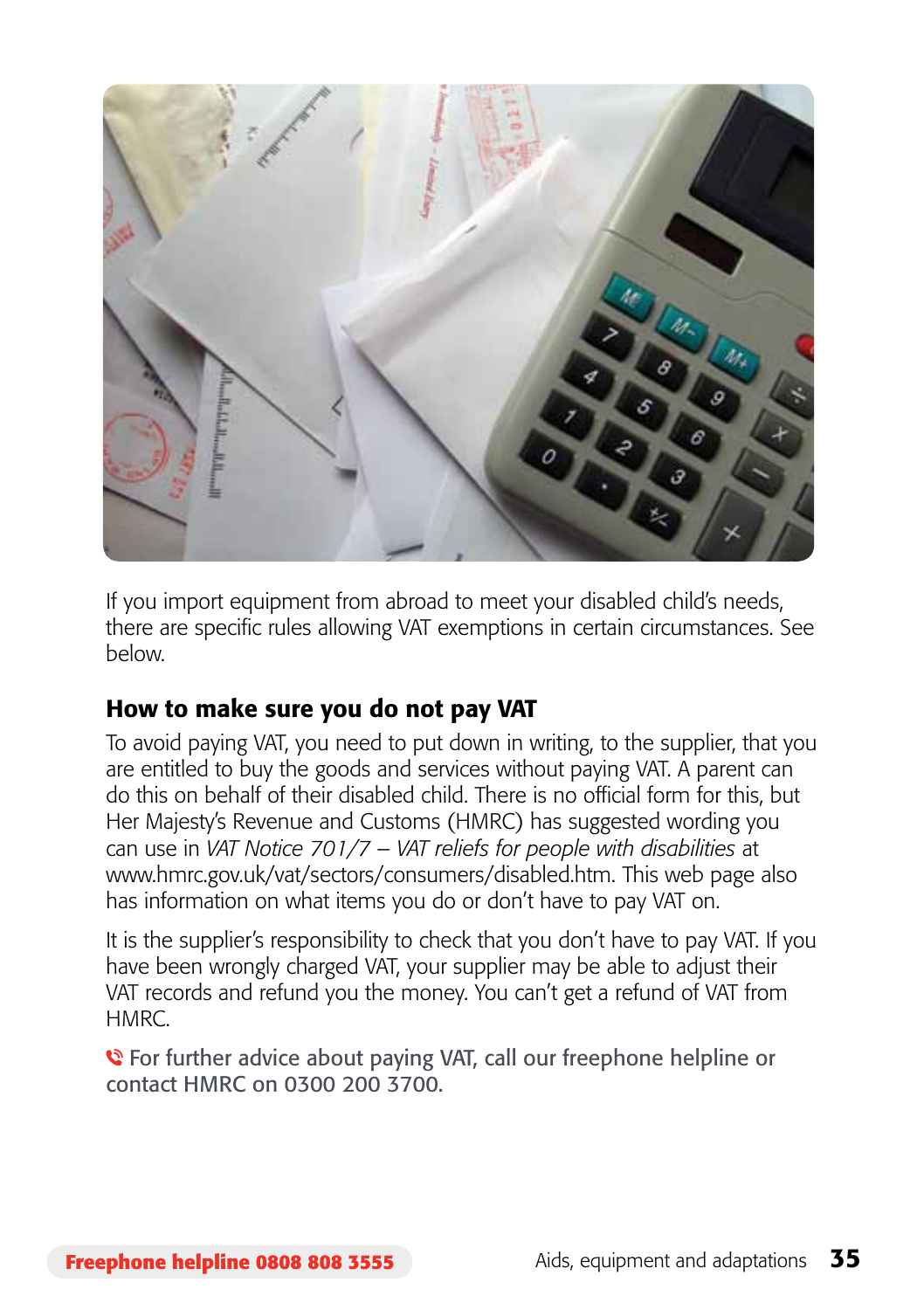If you import equipment from abroad to meet your disabled child's needs, there are specific rules allowing VAT exemptions in certain circumstances. See below.

### How to make sure you do not pay VAT

To avoid paying VAT, you need to put down in writing, to the supplier, that you are entitled to buy the goods and services without paying VAT. A parent can do this on behalf of their disabled child. There is no official form for this, but Her Majesty's Revenue and Customs (HMRC) has suggested wording you can use in *VAT Notice 701/7 – VAT reliefs for people with disabilities* at www.hmrc.gov.uk/vat/sectors/consumers/disabled.htm. This web page also has information on what items you do or don't have to pay VAT on.

It is the supplier's responsibility to check that you don't have to pay VAT. If you have been wrongly charged VAT, your supplier may be able to adjust their VAT records and refund you the money. You can't get a refund of VAT from HMRC.

For further advice about paying VAT, call our freephone helpline or contact HMRC on 0300 200 3700.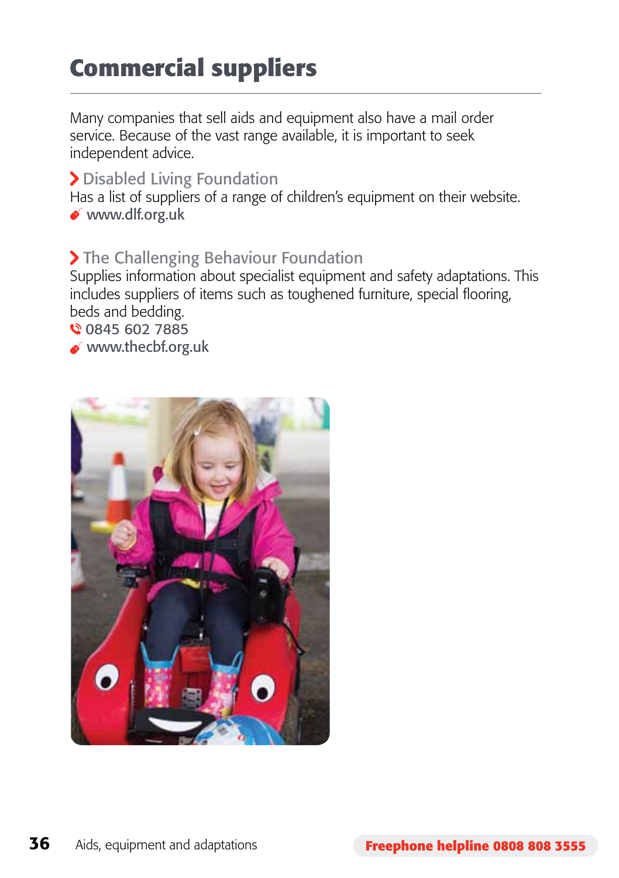# Commercial suppliers

Many companies that sell aids and equipment also have a mail order service. Because of the vast range available, it is important to seek independent advice.

### Disabled Living Foundation

Has a list of suppliers of a range of children's equipment on their website.

www.dlf.org.uk

### The Challenging Behaviour Foundation

Supplies information about specialist equipment and safety adaptations. This includes suppliers of items such as toughened furniture, special flooring, beds and bedding.

0845 602 7885

www.thecbf.org.uk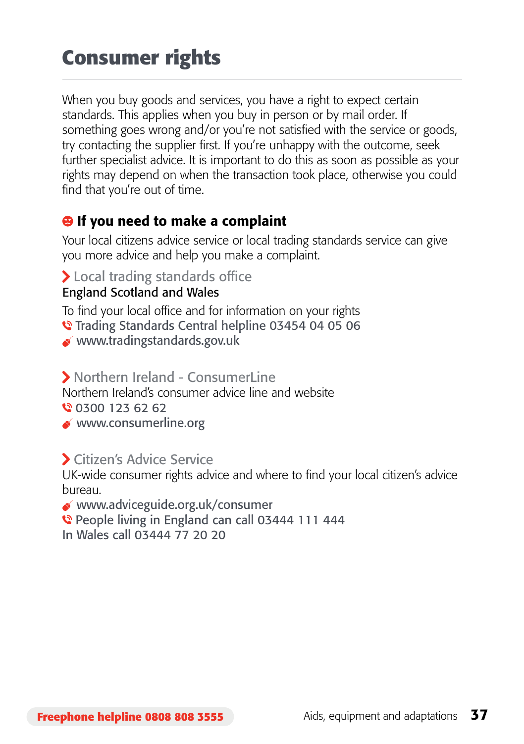# Consumer rights

When you buy goods and services, you have a right to expect certain standards. This applies when you buy in person or by mail order. If something goes wrong and/or you're not satisfied with the service or goods, try contacting the supplier first. If you're unhappy with the outcome, seek further specialist advice. It is important to do this as soon as possible as your rights may depend on when the transaction took place, otherwise you could find that you're out of time.

## If you need to make a complaint

Your local citizens advice service or local trading standards service can give you more advice and help you make a complaint.

### Local trading standards office

England Scotland and Wales

To find your local office and for information on your rights

Trading Standards Central helpline 03454 04 05 06

www.tradingstandards.gov.uk

### Northern Ireland - ConsumerLine

Northern Ireland's consumer advice line and website

0300 123 62 62

www.consumerline.org

### Citizen's Advice Service

UK-wide consumer rights advice and where to find your local citizen's advice bureau.

www.adviceguide.org.uk/consumer

People living in England can call 03444 111 444

In Wales call 03444 77 20 20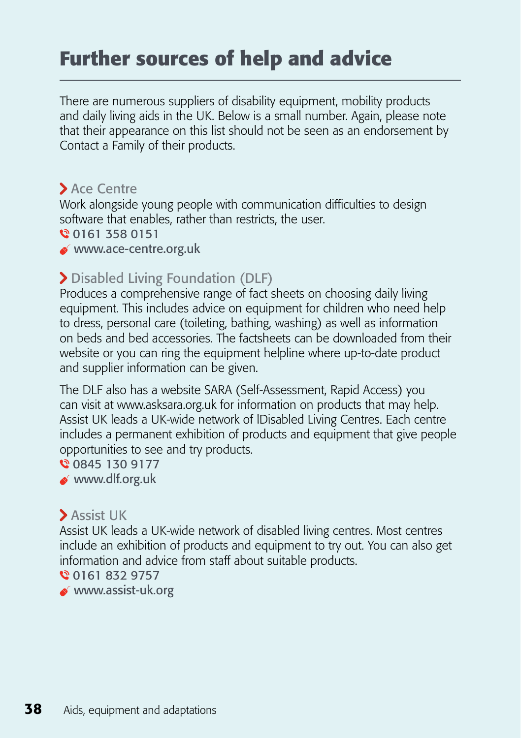# Further sources of help and advice

There are numerous suppliers of disability equipment, mobility products and daily living aids in the UK. Below is a small number. Again, please note that their appearance on this list should not be seen as an endorsement by Contact a Family of their products.

### Ace Centre

Work alongside young people with communication difficulties to design software that enables, rather than restricts, the user.

0161 358 0151

www.ace-centre.org.uk

### Disabled Living Foundation (DLF)

Produces a comprehensive range of fact sheets on choosing daily living equipment. This includes advice on equipment for children who need help to dress, personal care (toileting, bathing, washing) as well as information on beds and bed accessories. The factsheets can be downloaded from their website or you can ring the equipment helpline where up-to-date product and supplier information can be given.

The DLF also has a website SARA (Self-Assessment, Rapid Access) you can visit at www.asksara.org.uk for information on products that may help. Assist UK leads a UK-wide network of lDisabled Living Centres. Each centre includes a permanent exhibition of products and equipment that give people opportunities to see and try products.

0845 130 9177

www.dlf.org.uk

### Assist UK

Assist UK leads a UK-wide network of disabled living centres. Most centres include an exhibition of products and equipment to try out. You can also get information and advice from staff about suitable products.

0161 832 9757

www.assist-uk.org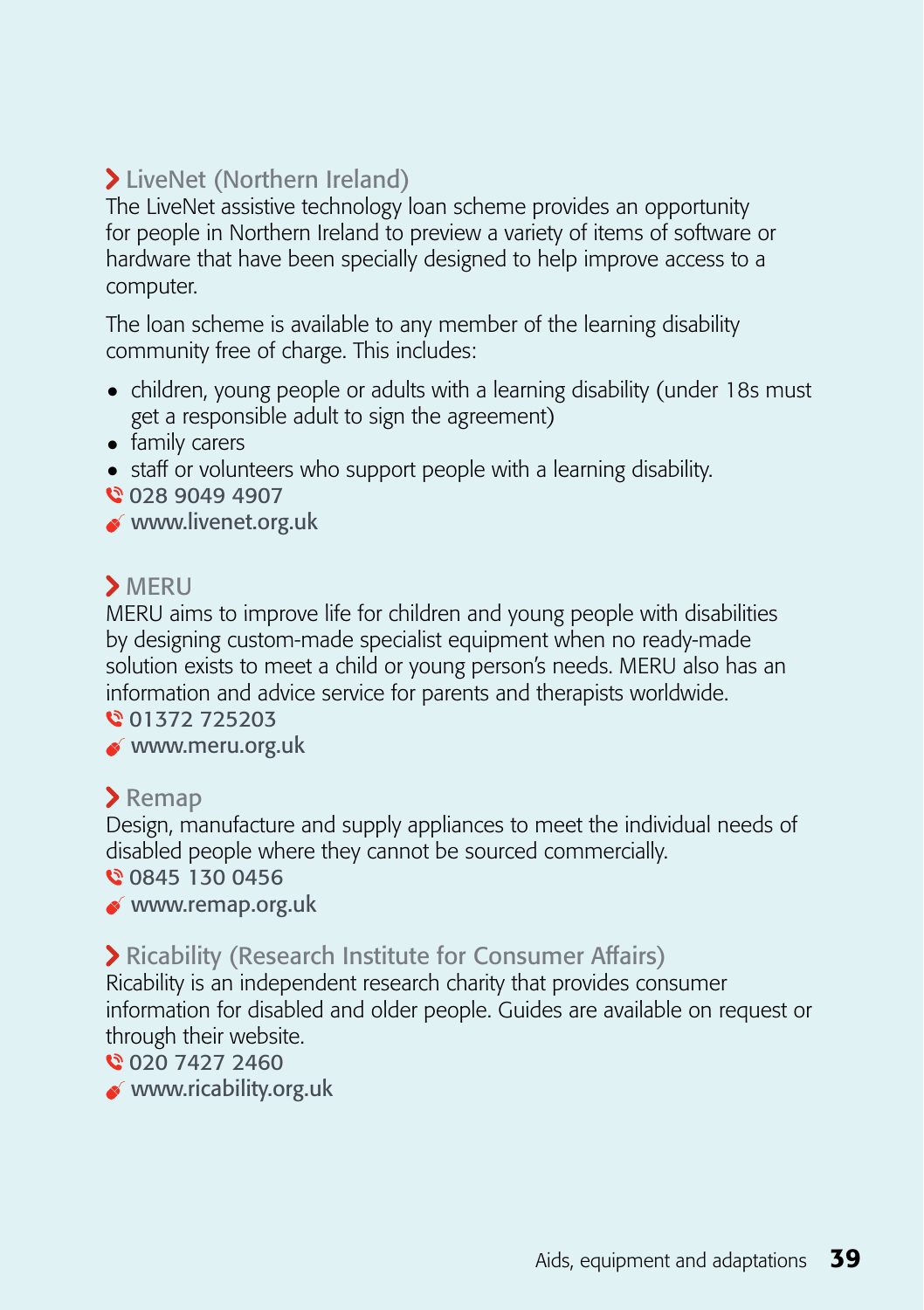### LiveNet (Northern Ireland)

The LiveNet assistive technology loan scheme provides an opportunity for people in Northern Ireland to preview a variety of items of software or hardware that have been specially designed to help improve access to a computer.

The loan scheme is available to any member of the learning disability community free of charge. This includes:

- children, young people or adults with a learning disability (under 18s must get a responsible adult to sign the agreement)
- family carers
- staff or volunteers who support people with a learning disability.

028 9049 4907

www.livenet.org.uk

### MERU

MERU aims to improve life for children and young people with disabilities by designing custom-made specialist equipment when no ready-made solution exists to meet a child or young person's needs. MERU also has an information and advice service for parents and therapists worldwide.

01372 725203

www.meru.org.uk

### Remap

Design, manufacture and supply appliances to meet the individual needs of disabled people where they cannot be sourced commercially.

0845 130 0456

www.remap.org.uk

### Ricability (Research Institute for Consumer Affairs)

Ricability is an independent research charity that provides consumer information for disabled and older people. Guides are available on request or through their website.

020 7427 2460

www.ricability.org.uk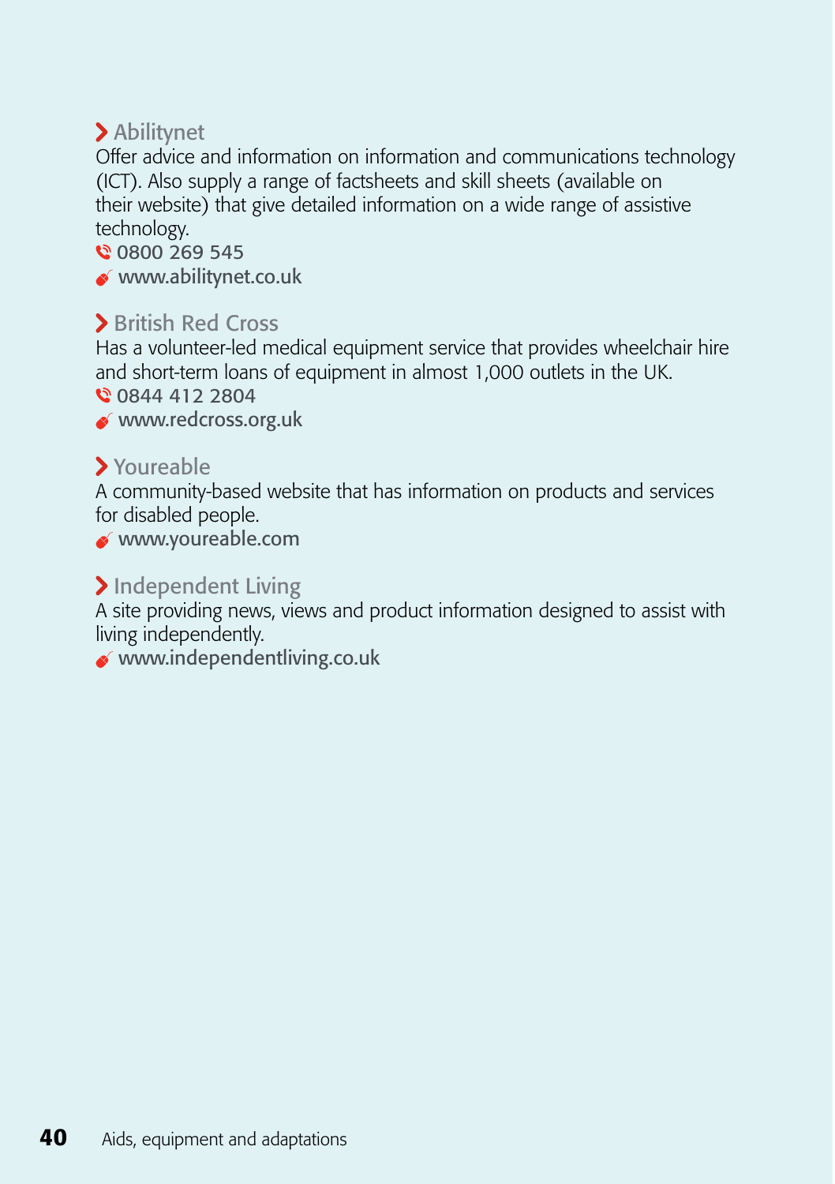### Abilitynet

Offer advice and information on information and communications technology (ICT). Also supply a range of factsheets and skill sheets (available on their website) that give detailed information on a wide range of assistive technology.

0800 269 545

www.abilitynet.co.uk

### British Red Cross

Has a volunteer-led medical equipment service that provides wheelchair hire and short-term loans of equipment in almost 1,000 outlets in the UK.

0844 412 2804

www.redcross.org.uk

### Youreable

A community-based website that has information on products and services for disabled people.

www.youreable.com

### Independent Living

A site providing news, views and product information designed to assist with living independently.

www.independentliving.co.uk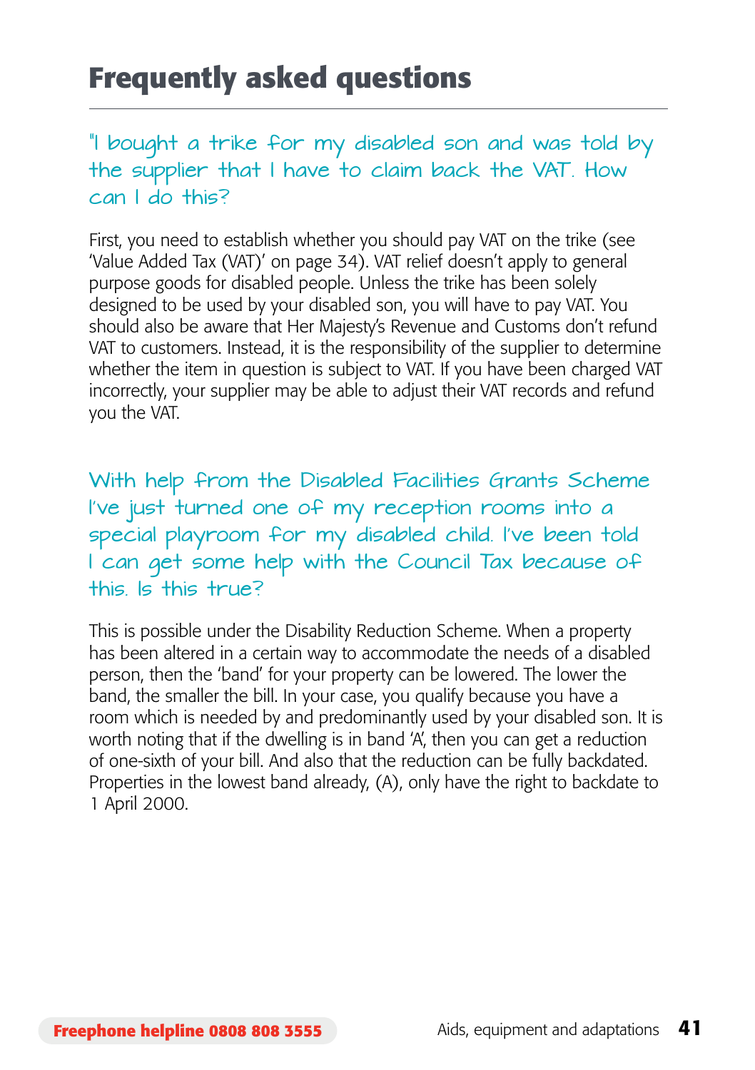# Frequently asked questions

"I bought a trike for my disabled son and was told by the supplier that I have to claim back the VAT. How can I do this?

First, you need to establish whether you should pay VAT on the trike (see 'Value Added Tax (VAT)' on page 34). VAT relief doesn't apply to general purpose goods for disabled people. Unless the trike has been solely designed to be used by your disabled son, you will have to pay VAT. You should also be aware that Her Majesty's Revenue and Customs don't refund VAT to customers. Instead, it is the responsibility of the supplier to determine whether the item in question is subject to VAT. If you have been charged VAT incorrectly, your supplier may be able to adjust their VAT records and refund you the VAT.

With help from the Disabled Facilities Grants Scheme I've just turned one of my reception rooms into a special playroom for my disabled child. I've been told I can get some help with the Council Tax because of this. Is this true?

This is possible under the Disability Reduction Scheme. When a property has been altered in a certain way to accommodate the needs of a disabled person, then the 'band' for your property can be lowered. The lower the band, the smaller the bill. In your case, you qualify because you have a room which is needed by and predominantly used by your disabled son. It is worth noting that if the dwelling is in band 'A', then you can get a reduction of one-sixth of your bill. And also that the reduction can be fully backdated. Properties in the lowest band already, (A), only have the right to backdate to 1 April 2000.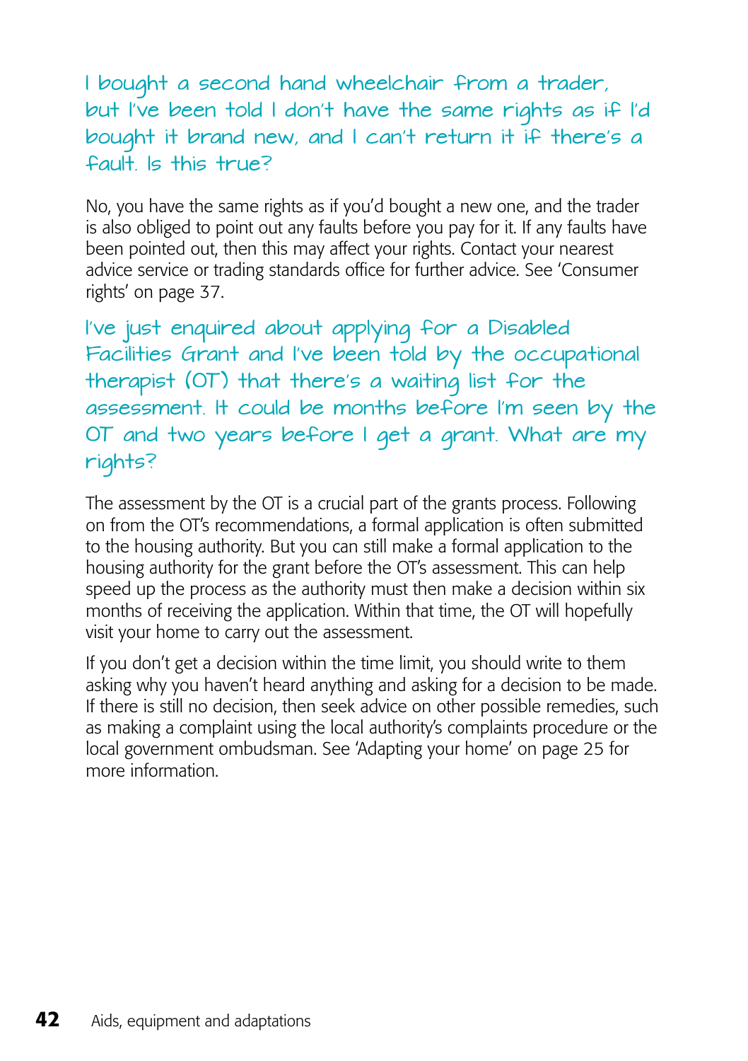### I bought a second hand wheelchair from a trader, but I've been told I don't have the same rights as if I'd bought it brand new, and I can't return it if there's a fault. Is this true?

No, you have the same rights as if you'd bought a new one, and the trader is also obliged to point out any faults before you pay for it. If any faults have been pointed out, then this may affect your rights. Contact your nearest advice service or trading standards office for further advice. See 'Consumer rights' on page 37.

### I've just enquired about applying for a Disabled Facilities Grant and I've been told by the occupational therapist (OT) that there's a waiting list for the assessment. It could be months before I'm seen by the OT and two years before I get a grant. What are my rights?

The assessment by the OT is a crucial part of the grants process. Following on from the OT's recommendations, a formal application is often submitted to the housing authority. But you can still make a formal application to the housing authority for the grant before the OT's assessment. This can help speed up the process as the authority must then make a decision within six months of receiving the application. Within that time, the OT will hopefully visit your home to carry out the assessment.

If you don't get a decision within the time limit, you should write to them asking why you haven't heard anything and asking for a decision to be made. If there is still no decision, then seek advice on other possible remedies, such as making a complaint using the local authority's complaints procedure or the local government ombudsman. See 'Adapting your home' on page 25 for more information.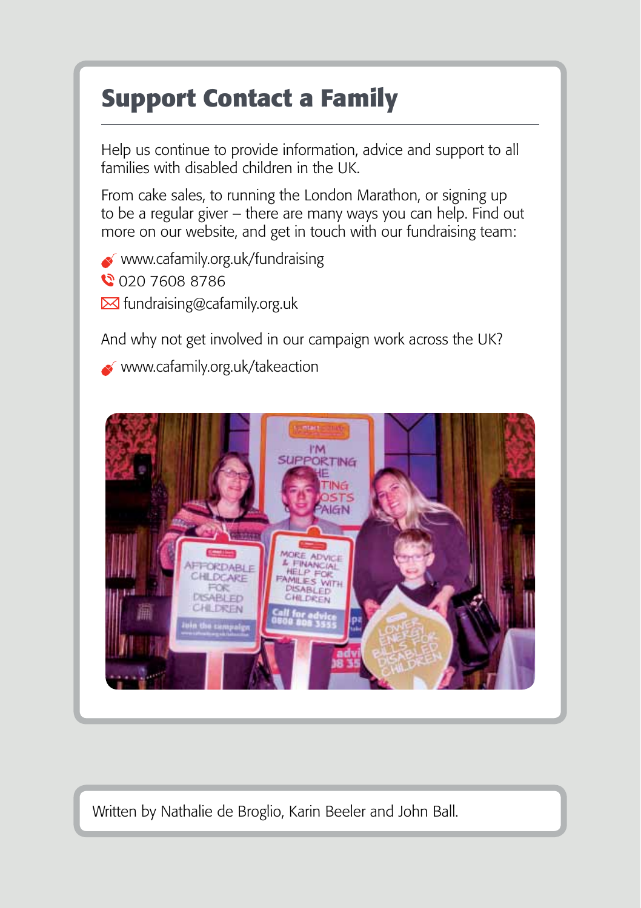## Support Contact a Family

Help us continue to provide information, advice and support to all families with disabled children in the UK.

From cake sales, to running the London Marathon, or signing up to be a regular giver – there are many ways you can help. Find out more on our website, and get in touch with our fundraising team:

- www.cafamily.org.uk/fundraising
- 020 7608 8786
- fundraising@cafamily.org.uk

And why not get involved in our campaign work across the UK?

- www.cafamily.org.uk/takeaction

Written by Nathalie de Broglio, Karin Beeler and John Ball.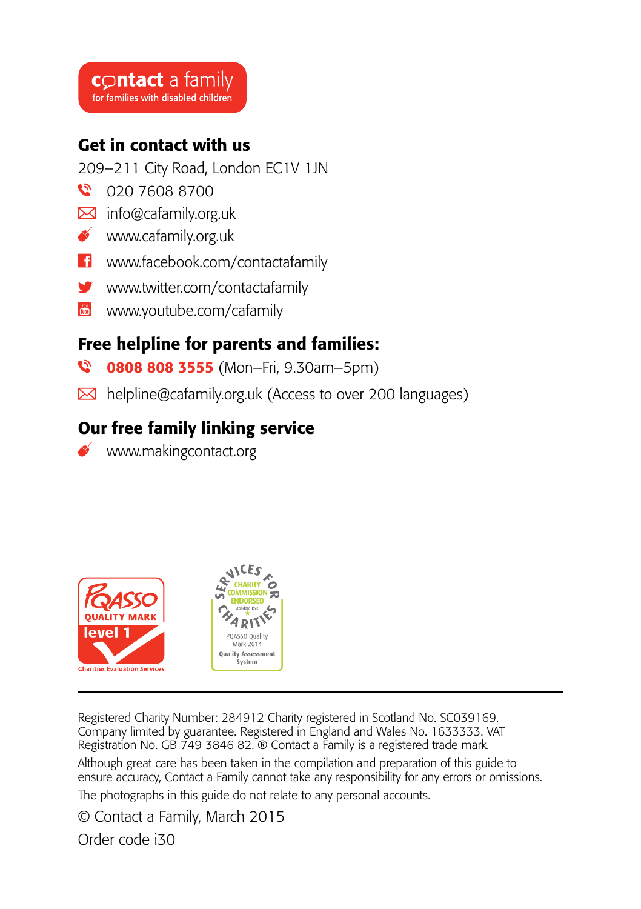contact a family
for families with disabled children

## Get in contact with us

209–211 City Road, London EC1V 1JN

020 7608 8700

info@cafamily.org.uk

www.cafamily.org.uk

www.facebook.com/contactafamily

www.twitter.com/contactafamily

www.youtube.com/cafamily

## Free helpline for parents and families:

**0808 808 3555** (Mon–Fri, 9.30am–5pm)

helpline@cafamily.org.uk (Access to over 200 languages)

## Our free family linking service

www.makingcontact.org

PQASSO QUALITY MARK level 1
Charities Evaluation Services

SERVICES FOR CHARITIES
CHARITY COMMISSION ENDORSED
Standard level
PQASSO Quality Mark 2014
Quality Assessment System

Registered Charity Number: 284912 Charity registered in Scotland No. SC039169. Company limited by guarantee. Registered in England and Wales No. 1633333. VAT Registration No. GB 749 3846 82. ® Contact a Family is a registered trade mark.

Although great care has been taken in the compilation and preparation of this guide to ensure accuracy, Contact a Family cannot take any responsibility for any errors or omissions.

The photographs in this guide do not relate to any personal accounts.

© Contact a Family, March 2015

Order code i30